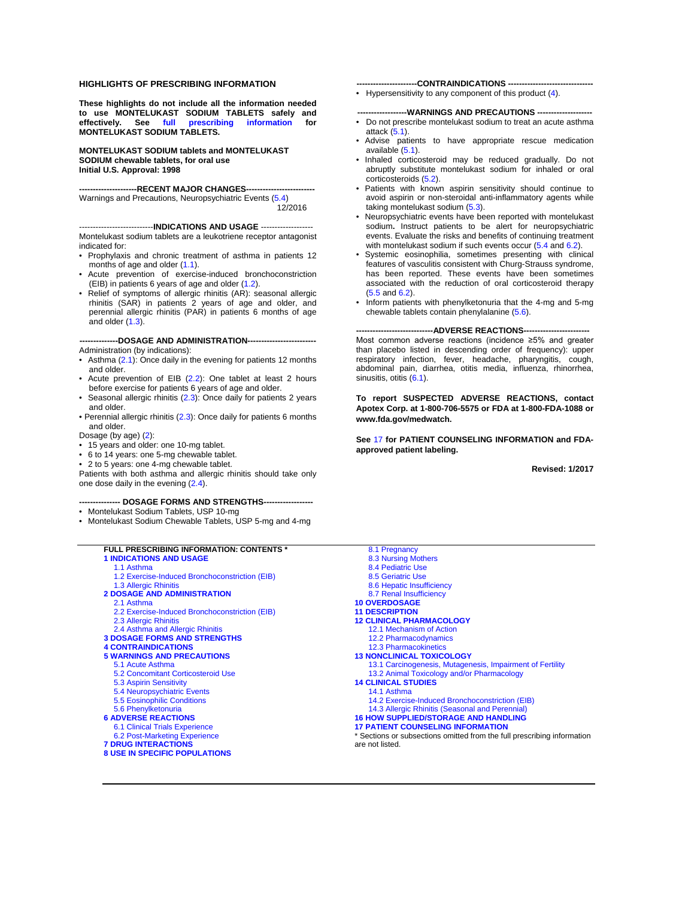## HIGHLIGHTS OF PRESCRIBING INFORMATION

**These highlights do not include all the information needed to use MONTELUKAST SODIUM TABLETS safely and effectively. See full prescribing information for MONTELUKAST SODIUM TABLETS.**

**MONTELUKAST SODIUM tablets and MONTELUKAST SODIUM chewable tablets, for oral use**
**Initial U.S. Approval: 1998**

### RECENT MAJOR CHANGES

Warnings and Precautions, Neuropsychiatric Events (5.4) 12/2016

### INDICATIONS AND USAGE

Montelukast sodium tablets are a leukotriene receptor antagonist indicated for:

- Prophylaxis and chronic treatment of asthma in patients 12 months of age and older (1.1).
- Acute prevention of exercise-induced bronchoconstriction (EIB) in patients 6 years of age and older (1.2).
- Relief of symptoms of allergic rhinitis (AR): seasonal allergic rhinitis (SAR) in patients 2 years of age and older, and perennial allergic rhinitis (PAR) in patients 6 months of age and older (1.3).

### DOSAGE AND ADMINISTRATION

Administration (by indications):

- Asthma (2.1): Once daily in the evening for patients 12 months and older.
- Acute prevention of EIB (2.2): One tablet at least 2 hours before exercise for patients 6 years of age and older.
- Seasonal allergic rhinitis (2.3): Once daily for patients 2 years and older.
- Perennial allergic rhinitis (2.3): Once daily for patients 6 months and older.

Dosage (by age) (2):

- 15 years and older: one 10-mg tablet.
- 6 to 14 years: one 5-mg chewable tablet.
- 2 to 5 years: one 4-mg chewable tablet.

Patients with both asthma and allergic rhinitis should take only one dose daily in the evening (2.4).

### DOSAGE FORMS AND STRENGTHS

- Montelukast Sodium Tablets, USP 10-mg
- Montelukast Sodium Chewable Tablets, USP 5-mg and 4-mg

### CONTRAINDICATIONS

- Hypersensitivity to any component of this product (4).

### WARNINGS AND PRECAUTIONS

- Do not prescribe montelukast sodium to treat an acute asthma attack (5.1).
- Advise patients to have appropriate rescue medication available (5.1).
- Inhaled corticosteroid may be reduced gradually. Do not abruptly substitute montelukast sodium for inhaled or oral corticosteroids (5.2).
- Patients with known aspirin sensitivity should continue to avoid aspirin or non-steroidal anti-inflammatory agents while taking montelukast sodium (5.3).
- Neuropsychiatric events have been reported with montelukast sodium. Instruct patients to be alert for neuropsychiatric events. Evaluate the risks and benefits of continuing treatment with montelukast sodium if such events occur (5.4 and 6.2).
- Systemic eosinophilia, sometimes presenting with clinical features of vasculitis consistent with Churg-Strauss syndrome, has been reported. These events have been sometimes associated with the reduction of oral corticosteroid therapy (5.5 and 6.2).
- Inform patients with phenylketonuria that the 4-mg and 5-mg chewable tablets contain phenylalanine (5.6).

### ADVERSE REACTIONS

Most common adverse reactions (incidence ≥5% and greater than placebo listed in descending order of frequency): upper respiratory infection, fever, headache, pharyngitis, cough, abdominal pain, diarrhea, otitis media, influenza, rhinorrhea, sinusitis, otitis (6.1).

**To report SUSPECTED ADVERSE REACTIONS, contact Apotex Corp. at 1-800-706-5575 or FDA at 1-800-FDA-1088 or www.fda.gov/medwatch.**

**See 17 for PATIENT COUNSELING INFORMATION and FDA-approved patient labeling.**

**Revised: 1/2017**

---

## FULL PRESCRIBING INFORMATION: CONTENTS *

**1 INDICATIONS AND USAGE**
- 1.1 Asthma
- 1.2 Exercise-Induced Bronchoconstriction (EIB)
- 1.3 Allergic Rhinitis

**2 DOSAGE AND ADMINISTRATION**
- 2.1 Asthma
- 2.2 Exercise-Induced Bronchoconstriction (EIB)
- 2.3 Allergic Rhinitis
- 2.4 Asthma and Allergic Rhinitis

**3 DOSAGE FORMS AND STRENGTHS**

**4 CONTRAINDICATIONS**

**5 WARNINGS AND PRECAUTIONS**
- 5.1 Acute Asthma
- 5.2 Concomitant Corticosteroid Use
- 5.3 Aspirin Sensitivity
- 5.4 Neuropsychiatric Events
- 5.5 Eosinophilic Conditions
- 5.6 Phenylketonuria

**6 ADVERSE REACTIONS**
- 6.1 Clinical Trials Experience
- 6.2 Post-Marketing Experience

**7 DRUG INTERACTIONS**

**8 USE IN SPECIFIC POPULATIONS**
- 8.1 Pregnancy
- 8.3 Nursing Mothers
- 8.4 Pediatric Use
- 8.5 Geriatric Use
- 8.6 Hepatic Insufficiency
- 8.7 Renal Insufficiency

**10 OVERDOSAGE**

**11 DESCRIPTION**

**12 CLINICAL PHARMACOLOGY**
- 12.1 Mechanism of Action
- 12.2 Pharmacodynamics
- 12.3 Pharmacokinetics

**13 NONCLINICAL TOXICOLOGY**
- 13.1 Carcinogenesis, Mutagenesis, Impairment of Fertility
- 13.2 Animal Toxicology and/or Pharmacology

**14 CLINICAL STUDIES**
- 14.1 Asthma
- 14.2 Exercise-Induced Bronchoconstriction (EIB)
- 14.3 Allergic Rhinitis (Seasonal and Perennial)

**16 HOW SUPPLIED/STORAGE AND HANDLING**

**17 PATIENT COUNSELING INFORMATION**

* Sections or subsections omitted from the full prescribing information are not listed.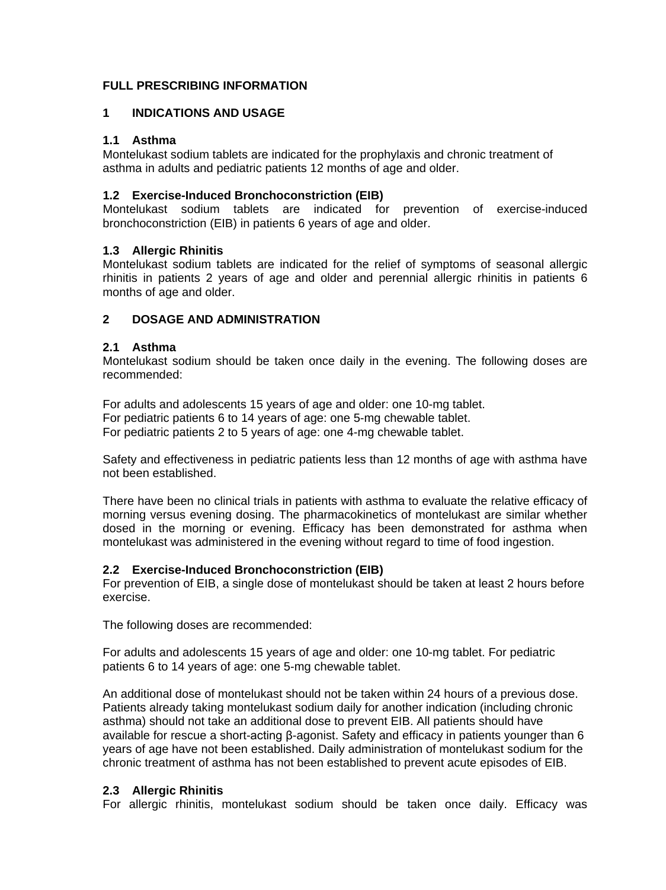# FULL PRESCRIBING INFORMATION

## 1 INDICATIONS AND USAGE

### 1.1 Asthma

Montelukast sodium tablets are indicated for the prophylaxis and chronic treatment of asthma in adults and pediatric patients 12 months of age and older.

### 1.2 Exercise-Induced Bronchoconstriction (EIB)

Montelukast sodium tablets are indicated for prevention of exercise-induced bronchoconstriction (EIB) in patients 6 years of age and older.

### 1.3 Allergic Rhinitis

Montelukast sodium tablets are indicated for the relief of symptoms of seasonal allergic rhinitis in patients 2 years of age and older and perennial allergic rhinitis in patients 6 months of age and older.

## 2 DOSAGE AND ADMINISTRATION

### 2.1 Asthma

Montelukast sodium should be taken once daily in the evening. The following doses are recommended:

For adults and adolescents 15 years of age and older: one 10-mg tablet.
For pediatric patients 6 to 14 years of age: one 5-mg chewable tablet.
For pediatric patients 2 to 5 years of age: one 4-mg chewable tablet.

Safety and effectiveness in pediatric patients less than 12 months of age with asthma have not been established.

There have been no clinical trials in patients with asthma to evaluate the relative efficacy of morning versus evening dosing. The pharmacokinetics of montelukast are similar whether dosed in the morning or evening. Efficacy has been demonstrated for asthma when montelukast was administered in the evening without regard to time of food ingestion.

### 2.2 Exercise-Induced Bronchoconstriction (EIB)

For prevention of EIB, a single dose of montelukast should be taken at least 2 hours before exercise.

The following doses are recommended:

For adults and adolescents 15 years of age and older: one 10-mg tablet. For pediatric patients 6 to 14 years of age: one 5-mg chewable tablet.

An additional dose of montelukast should not be taken within 24 hours of a previous dose. Patients already taking montelukast sodium daily for another indication (including chronic asthma) should not take an additional dose to prevent EIB. All patients should have available for rescue a short-acting β-agonist. Safety and efficacy in patients younger than 6 years of age have not been established. Daily administration of montelukast sodium for the chronic treatment of asthma has not been established to prevent acute episodes of EIB.

### 2.3 Allergic Rhinitis

For allergic rhinitis, montelukast sodium should be taken once daily. Efficacy was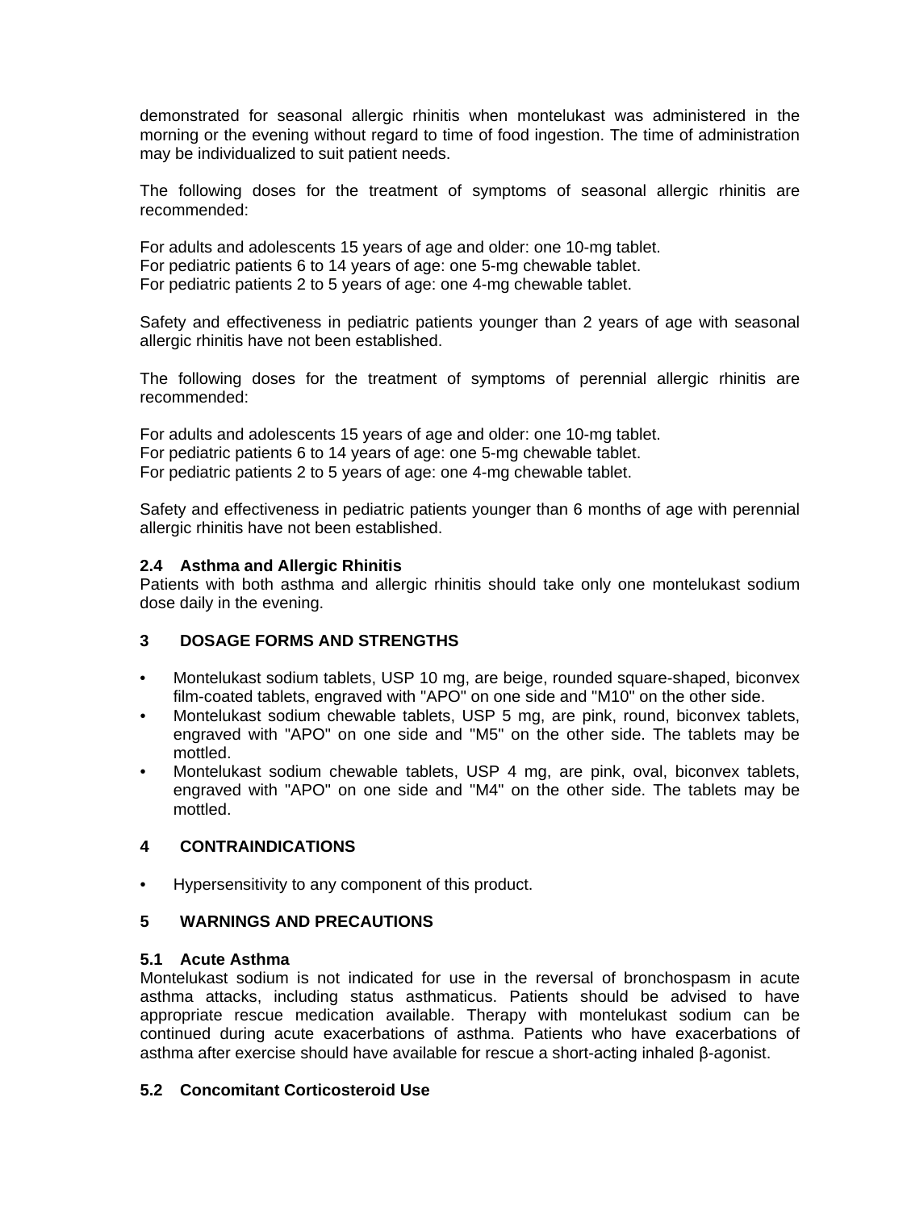demonstrated for seasonal allergic rhinitis when montelukast was administered in the morning or the evening without regard to time of food ingestion. The time of administration may be individualized to suit patient needs.

The following doses for the treatment of symptoms of seasonal allergic rhinitis are recommended:

For adults and adolescents 15 years of age and older: one 10-mg tablet.
For pediatric patients 6 to 14 years of age: one 5-mg chewable tablet.
For pediatric patients 2 to 5 years of age: one 4-mg chewable tablet.

Safety and effectiveness in pediatric patients younger than 2 years of age with seasonal allergic rhinitis have not been established.

The following doses for the treatment of symptoms of perennial allergic rhinitis are recommended:

For adults and adolescents 15 years of age and older: one 10-mg tablet.
For pediatric patients 6 to 14 years of age: one 5-mg chewable tablet.
For pediatric patients 2 to 5 years of age: one 4-mg chewable tablet.

Safety and effectiveness in pediatric patients younger than 6 months of age with perennial allergic rhinitis have not been established.

### 2.4 Asthma and Allergic Rhinitis

Patients with both asthma and allergic rhinitis should take only one montelukast sodium dose daily in the evening.

## 3 DOSAGE FORMS AND STRENGTHS

- Montelukast sodium tablets, USP 10 mg, are beige, rounded square-shaped, biconvex film-coated tablets, engraved with "APO" on one side and "M10" on the other side.
- Montelukast sodium chewable tablets, USP 5 mg, are pink, round, biconvex tablets, engraved with "APO" on one side and "M5" on the other side. The tablets may be mottled.
- Montelukast sodium chewable tablets, USP 4 mg, are pink, oval, biconvex tablets, engraved with "APO" on one side and "M4" on the other side. The tablets may be mottled.

## 4 CONTRAINDICATIONS

- Hypersensitivity to any component of this product.

## 5 WARNINGS AND PRECAUTIONS

### 5.1 Acute Asthma

Montelukast sodium is not indicated for use in the reversal of bronchospasm in acute asthma attacks, including status asthmaticus. Patients should be advised to have appropriate rescue medication available. Therapy with montelukast sodium can be continued during acute exacerbations of asthma. Patients who have exacerbations of asthma after exercise should have available for rescue a short-acting inhaled β-agonist.

### 5.2 Concomitant Corticosteroid Use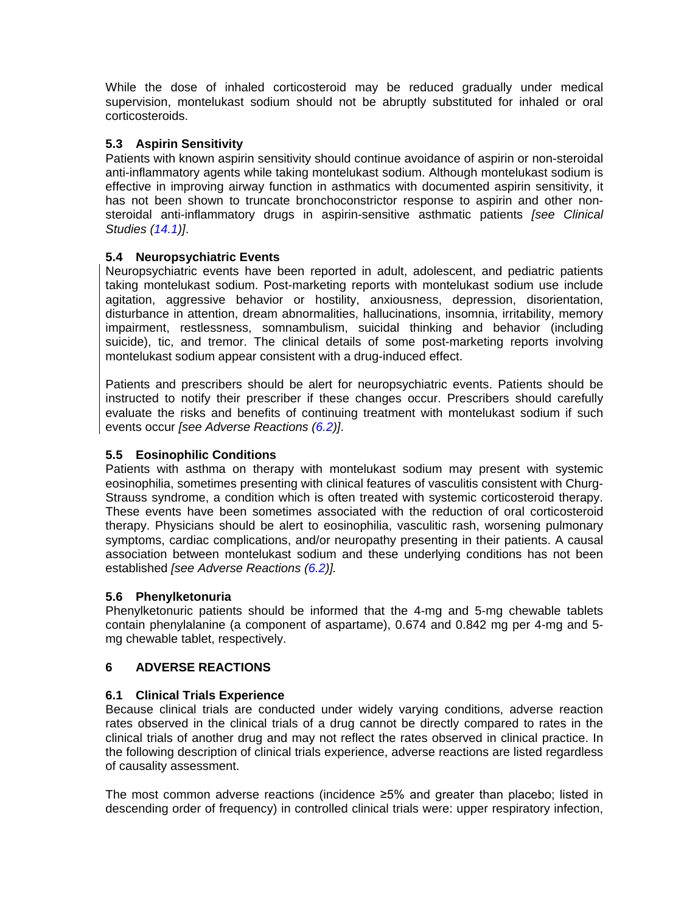While the dose of inhaled corticosteroid may be reduced gradually under medical supervision, montelukast sodium should not be abruptly substituted for inhaled or oral corticosteroids.

### 5.3 Aspirin Sensitivity

Patients with known aspirin sensitivity should continue avoidance of aspirin or non-steroidal anti-inflammatory agents while taking montelukast sodium. Although montelukast sodium is effective in improving airway function in asthmatics with documented aspirin sensitivity, it has not been shown to truncate bronchoconstrictor response to aspirin and other non-steroidal anti-inflammatory drugs in aspirin-sensitive asthmatic patients *[see Clinical Studies (14.1)]*.

### 5.4 Neuropsychiatric Events

Neuropsychiatric events have been reported in adult, adolescent, and pediatric patients taking montelukast sodium. Post-marketing reports with montelukast sodium use include agitation, aggressive behavior or hostility, anxiousness, depression, disorientation, disturbance in attention, dream abnormalities, hallucinations, insomnia, irritability, memory impairment, restlessness, somnambulism, suicidal thinking and behavior (including suicide), tic, and tremor. The clinical details of some post-marketing reports involving montelukast sodium appear consistent with a drug-induced effect.

Patients and prescribers should be alert for neuropsychiatric events. Patients should be instructed to notify their prescriber if these changes occur. Prescribers should carefully evaluate the risks and benefits of continuing treatment with montelukast sodium if such events occur *[see Adverse Reactions (6.2)]*.

### 5.5 Eosinophilic Conditions

Patients with asthma on therapy with montelukast sodium may present with systemic eosinophilia, sometimes presenting with clinical features of vasculitis consistent with Churg-Strauss syndrome, a condition which is often treated with systemic corticosteroid therapy. These events have been sometimes associated with the reduction of oral corticosteroid therapy. Physicians should be alert to eosinophilia, vasculitic rash, worsening pulmonary symptoms, cardiac complications, and/or neuropathy presenting in their patients. A causal association between montelukast sodium and these underlying conditions has not been established *[see Adverse Reactions (6.2)].*

### 5.6 Phenylketonuria

Phenylketonuric patients should be informed that the 4-mg and 5-mg chewable tablets contain phenylalanine (a component of aspartame), 0.674 and 0.842 mg per 4-mg and 5-mg chewable tablet, respectively.

## 6 ADVERSE REACTIONS

### 6.1 Clinical Trials Experience

Because clinical trials are conducted under widely varying conditions, adverse reaction rates observed in the clinical trials of a drug cannot be directly compared to rates in the clinical trials of another drug and may not reflect the rates observed in clinical practice. In the following description of clinical trials experience, adverse reactions are listed regardless of causality assessment.

The most common adverse reactions (incidence ≥5% and greater than placebo; listed in descending order of frequency) in controlled clinical trials were: upper respiratory infection,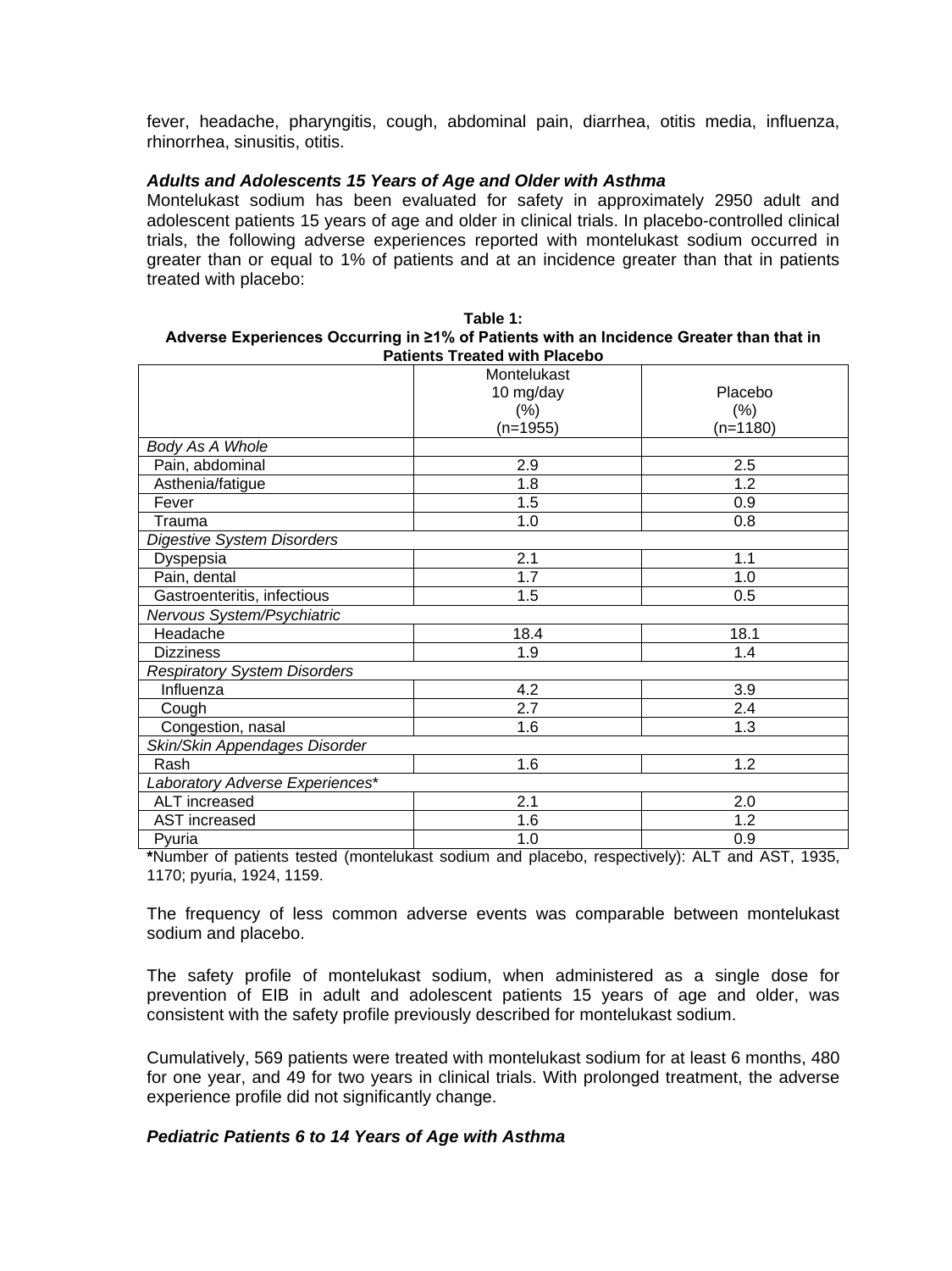fever, headache, pharyngitis, cough, abdominal pain, diarrhea, otitis media, influenza, rhinorrhea, sinusitis, otitis.

***Adults and Adolescents 15 Years of Age and Older with Asthma***

Montelukast sodium has been evaluated for safety in approximately 2950 adult and adolescent patients 15 years of age and older in clinical trials. In placebo-controlled clinical trials, the following adverse experiences reported with montelukast sodium occurred in greater than or equal to 1% of patients and at an incidence greater than that in patients treated with placebo:

**Table 1:**
**Adverse Experiences Occurring in ≥1% of Patients with an Incidence Greater than that in Patients Treated with Placebo**

| | Montelukast 10 mg/day (%) (n=1955) | Placebo (%) (n=1180) |
|---|---|---|
| *Body As A Whole* | | |
| Pain, abdominal | 2.9 | 2.5 |
| Asthenia/fatigue | 1.8 | 1.2 |
| Fever | 1.5 | 0.9 |
| Trauma | 1.0 | 0.8 |
| *Digestive System Disorders* | | |
| Dyspepsia | 2.1 | 1.1 |
| Pain, dental | 1.7 | 1.0 |
| Gastroenteritis, infectious | 1.5 | 0.5 |
| *Nervous System/Psychiatric* | | |
| Headache | 18.4 | 18.1 |
| Dizziness | 1.9 | 1.4 |
| *Respiratory System Disorders* | | |
| Influenza | 4.2 | 3.9 |
| Cough | 2.7 | 2.4 |
| Congestion, nasal | 1.6 | 1.3 |
| *Skin/Skin Appendages Disorder* | | |
| Rash | 1.6 | 1.2 |
| *Laboratory Adverse Experiences\** | | |
| ALT increased | 2.1 | 2.0 |
| AST increased | 1.6 | 1.2 |
| Pyuria | 1.0 | 0.9 |

**\***Number of patients tested (montelukast sodium and placebo, respectively): ALT and AST, 1935, 1170; pyuria, 1924, 1159.

The frequency of less common adverse events was comparable between montelukast sodium and placebo.

The safety profile of montelukast sodium, when administered as a single dose for prevention of EIB in adult and adolescent patients 15 years of age and older, was consistent with the safety profile previously described for montelukast sodium.

Cumulatively, 569 patients were treated with montelukast sodium for at least 6 months, 480 for one year, and 49 for two years in clinical trials. With prolonged treatment, the adverse experience profile did not significantly change.

***Pediatric Patients 6 to 14 Years of Age with Asthma***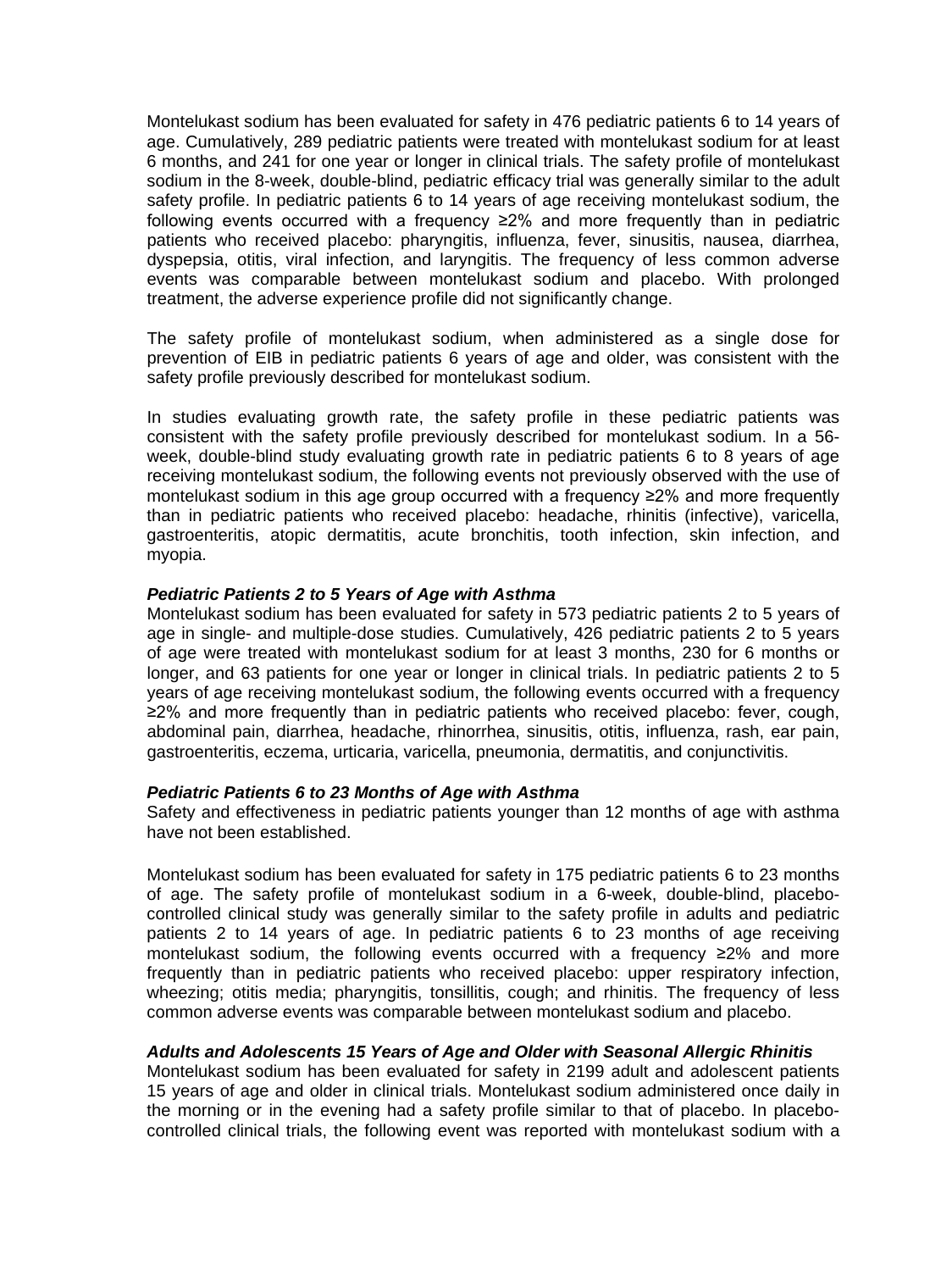Montelukast sodium has been evaluated for safety in 476 pediatric patients 6 to 14 years of age. Cumulatively, 289 pediatric patients were treated with montelukast sodium for at least 6 months, and 241 for one year or longer in clinical trials. The safety profile of montelukast sodium in the 8-week, double-blind, pediatric efficacy trial was generally similar to the adult safety profile. In pediatric patients 6 to 14 years of age receiving montelukast sodium, the following events occurred with a frequency ≥2% and more frequently than in pediatric patients who received placebo: pharyngitis, influenza, fever, sinusitis, nausea, diarrhea, dyspepsia, otitis, viral infection, and laryngitis. The frequency of less common adverse events was comparable between montelukast sodium and placebo. With prolonged treatment, the adverse experience profile did not significantly change.

The safety profile of montelukast sodium, when administered as a single dose for prevention of EIB in pediatric patients 6 years of age and older, was consistent with the safety profile previously described for montelukast sodium.

In studies evaluating growth rate, the safety profile in these pediatric patients was consistent with the safety profile previously described for montelukast sodium. In a 56-week, double-blind study evaluating growth rate in pediatric patients 6 to 8 years of age receiving montelukast sodium, the following events not previously observed with the use of montelukast sodium in this age group occurred with a frequency ≥2% and more frequently than in pediatric patients who received placebo: headache, rhinitis (infective), varicella, gastroenteritis, atopic dermatitis, acute bronchitis, tooth infection, skin infection, and myopia.

***Pediatric Patients 2 to 5 Years of Age with Asthma***

Montelukast sodium has been evaluated for safety in 573 pediatric patients 2 to 5 years of age in single- and multiple-dose studies. Cumulatively, 426 pediatric patients 2 to 5 years of age were treated with montelukast sodium for at least 3 months, 230 for 6 months or longer, and 63 patients for one year or longer in clinical trials. In pediatric patients 2 to 5 years of age receiving montelukast sodium, the following events occurred with a frequency ≥2% and more frequently than in pediatric patients who received placebo: fever, cough, abdominal pain, diarrhea, headache, rhinorrhea, sinusitis, otitis, influenza, rash, ear pain, gastroenteritis, eczema, urticaria, varicella, pneumonia, dermatitis, and conjunctivitis.

***Pediatric Patients 6 to 23 Months of Age with Asthma***

Safety and effectiveness in pediatric patients younger than 12 months of age with asthma have not been established.

Montelukast sodium has been evaluated for safety in 175 pediatric patients 6 to 23 months of age. The safety profile of montelukast sodium in a 6-week, double-blind, placebo-controlled clinical study was generally similar to the safety profile in adults and pediatric patients 2 to 14 years of age. In pediatric patients 6 to 23 months of age receiving montelukast sodium, the following events occurred with a frequency ≥2% and more frequently than in pediatric patients who received placebo: upper respiratory infection, wheezing; otitis media; pharyngitis, tonsillitis, cough; and rhinitis. The frequency of less common adverse events was comparable between montelukast sodium and placebo.

***Adults and Adolescents 15 Years of Age and Older with Seasonal Allergic Rhinitis***

Montelukast sodium has been evaluated for safety in 2199 adult and adolescent patients 15 years of age and older in clinical trials. Montelukast sodium administered once daily in the morning or in the evening had a safety profile similar to that of placebo. In placebo-controlled clinical trials, the following event was reported with montelukast sodium with a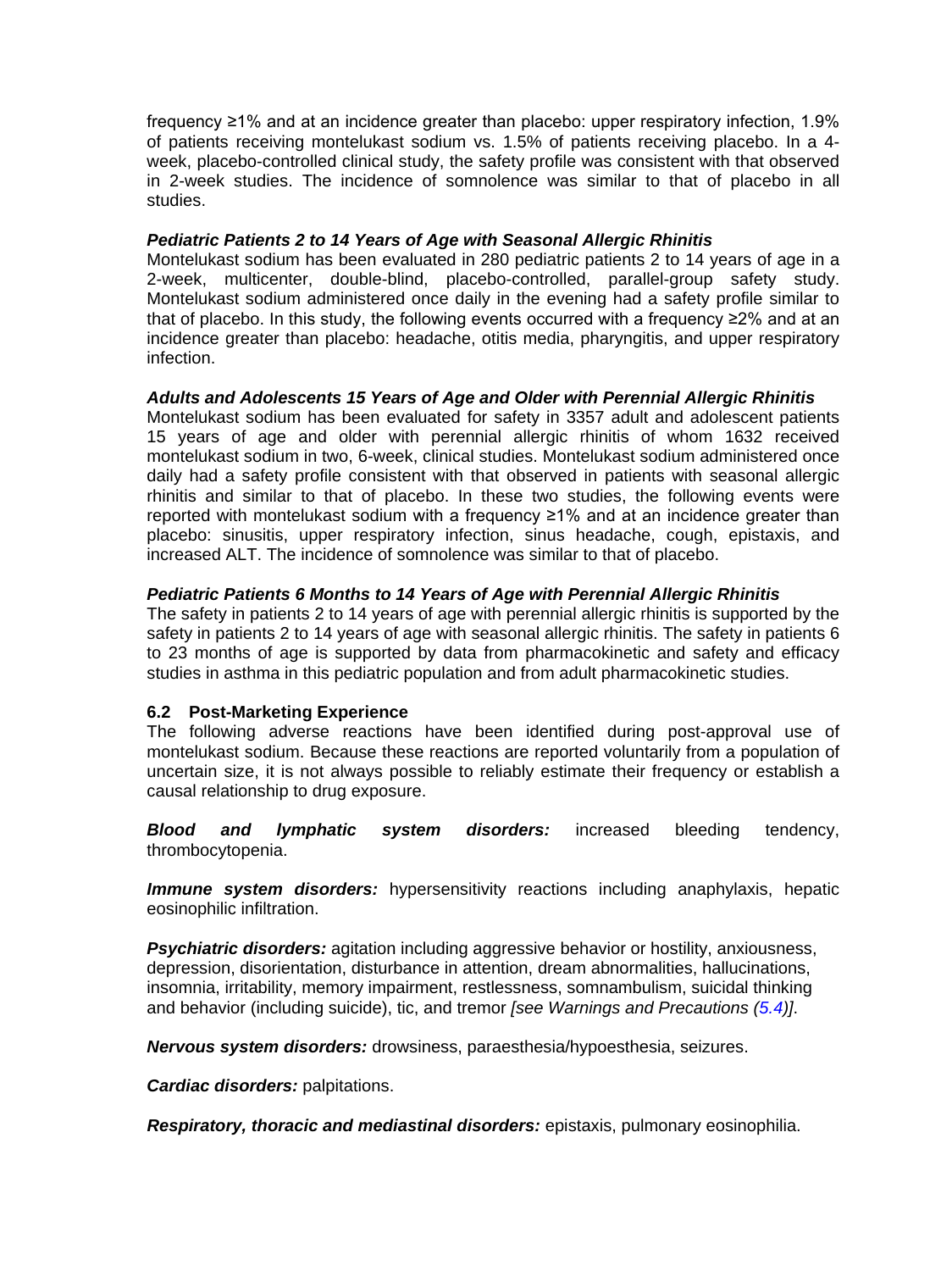frequency ≥1% and at an incidence greater than placebo: upper respiratory infection, 1.9% of patients receiving montelukast sodium vs. 1.5% of patients receiving placebo. In a 4-week, placebo-controlled clinical study, the safety profile was consistent with that observed in 2-week studies. The incidence of somnolence was similar to that of placebo in all studies.

***Pediatric Patients 2 to 14 Years of Age with Seasonal Allergic Rhinitis***

Montelukast sodium has been evaluated in 280 pediatric patients 2 to 14 years of age in a 2-week, multicenter, double-blind, placebo-controlled, parallel-group safety study. Montelukast sodium administered once daily in the evening had a safety profile similar to that of placebo. In this study, the following events occurred with a frequency ≥2% and at an incidence greater than placebo: headache, otitis media, pharyngitis, and upper respiratory infection.

***Adults and Adolescents 15 Years of Age and Older with Perennial Allergic Rhinitis***

Montelukast sodium has been evaluated for safety in 3357 adult and adolescent patients 15 years of age and older with perennial allergic rhinitis of whom 1632 received montelukast sodium in two, 6-week, clinical studies. Montelukast sodium administered once daily had a safety profile consistent with that observed in patients with seasonal allergic rhinitis and similar to that of placebo. In these two studies, the following events were reported with montelukast sodium with a frequency ≥1% and at an incidence greater than placebo: sinusitis, upper respiratory infection, sinus headache, cough, epistaxis, and increased ALT. The incidence of somnolence was similar to that of placebo.

***Pediatric Patients 6 Months to 14 Years of Age with Perennial Allergic Rhinitis***

The safety in patients 2 to 14 years of age with perennial allergic rhinitis is supported by the safety in patients 2 to 14 years of age with seasonal allergic rhinitis. The safety in patients 6 to 23 months of age is supported by data from pharmacokinetic and safety and efficacy studies in asthma in this pediatric population and from adult pharmacokinetic studies.

### 6.2 Post-Marketing Experience

The following adverse reactions have been identified during post-approval use of montelukast sodium. Because these reactions are reported voluntarily from a population of uncertain size, it is not always possible to reliably estimate their frequency or establish a causal relationship to drug exposure.

***Blood and lymphatic system disorders:*** increased bleeding tendency, thrombocytopenia.

***Immune system disorders:*** hypersensitivity reactions including anaphylaxis, hepatic eosinophilic infiltration.

***Psychiatric disorders:*** agitation including aggressive behavior or hostility, anxiousness, depression, disorientation, disturbance in attention, dream abnormalities, hallucinations, insomnia, irritability, memory impairment, restlessness, somnambulism, suicidal thinking and behavior (including suicide), tic, and tremor *[see Warnings and Precautions (5.4)]*.

***Nervous system disorders:*** drowsiness, paraesthesia/hypoesthesia, seizures.

***Cardiac disorders:*** palpitations.

***Respiratory, thoracic and mediastinal disorders:*** epistaxis, pulmonary eosinophilia.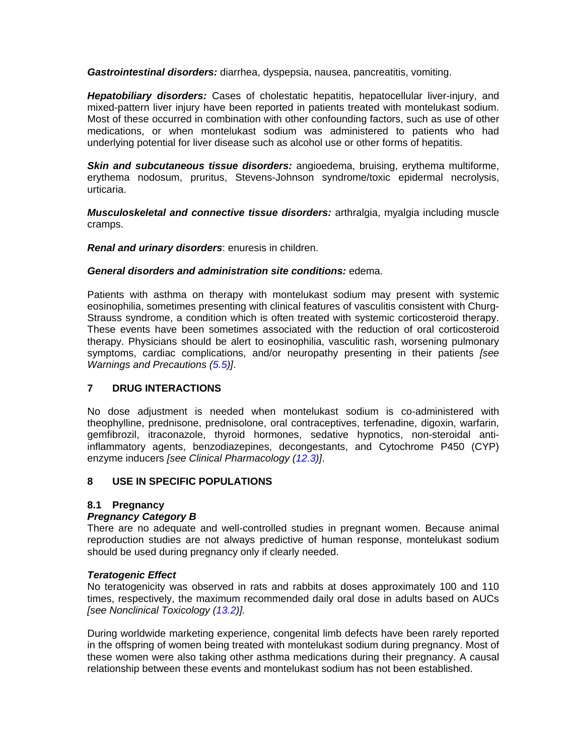***Gastrointestinal disorders:*** diarrhea, dyspepsia, nausea, pancreatitis, vomiting.

***Hepatobiliary disorders:*** Cases of cholestatic hepatitis, hepatocellular liver-injury, and mixed-pattern liver injury have been reported in patients treated with montelukast sodium. Most of these occurred in combination with other confounding factors, such as use of other medications, or when montelukast sodium was administered to patients who had underlying potential for liver disease such as alcohol use or other forms of hepatitis.

***Skin and subcutaneous tissue disorders:*** angioedema, bruising, erythema multiforme, erythema nodosum, pruritus, Stevens-Johnson syndrome/toxic epidermal necrolysis, urticaria.

***Musculoskeletal and connective tissue disorders:*** arthralgia, myalgia including muscle cramps.

***Renal and urinary disorders***: enuresis in children.

***General disorders and administration site conditions:*** edema.

Patients with asthma on therapy with montelukast sodium may present with systemic eosinophilia, sometimes presenting with clinical features of vasculitis consistent with Churg-Strauss syndrome, a condition which is often treated with systemic corticosteroid therapy. These events have been sometimes associated with the reduction of oral corticosteroid therapy. Physicians should be alert to eosinophilia, vasculitic rash, worsening pulmonary symptoms, cardiac complications, and/or neuropathy presenting in their patients *[see Warnings and Precautions (5.5)]*.

## 7 DRUG INTERACTIONS

No dose adjustment is needed when montelukast sodium is co-administered with theophylline, prednisone, prednisolone, oral contraceptives, terfenadine, digoxin, warfarin, gemfibrozil, itraconazole, thyroid hormones, sedative hypnotics, non-steroidal anti-inflammatory agents, benzodiazepines, decongestants, and Cytochrome P450 (CYP) enzyme inducers *[see Clinical Pharmacology (12.3)]*.

## 8 USE IN SPECIFIC POPULATIONS

### 8.1 Pregnancy

***Pregnancy Category B***

There are no adequate and well-controlled studies in pregnant women. Because animal reproduction studies are not always predictive of human response, montelukast sodium should be used during pregnancy only if clearly needed.

***Teratogenic Effect***

No teratogenicity was observed in rats and rabbits at doses approximately 100 and 110 times, respectively, the maximum recommended daily oral dose in adults based on AUCs *[see Nonclinical Toxicology (13.2)].*

During worldwide marketing experience, congenital limb defects have been rarely reported in the offspring of women being treated with montelukast sodium during pregnancy. Most of these women were also taking other asthma medications during their pregnancy. A causal relationship between these events and montelukast sodium has not been established.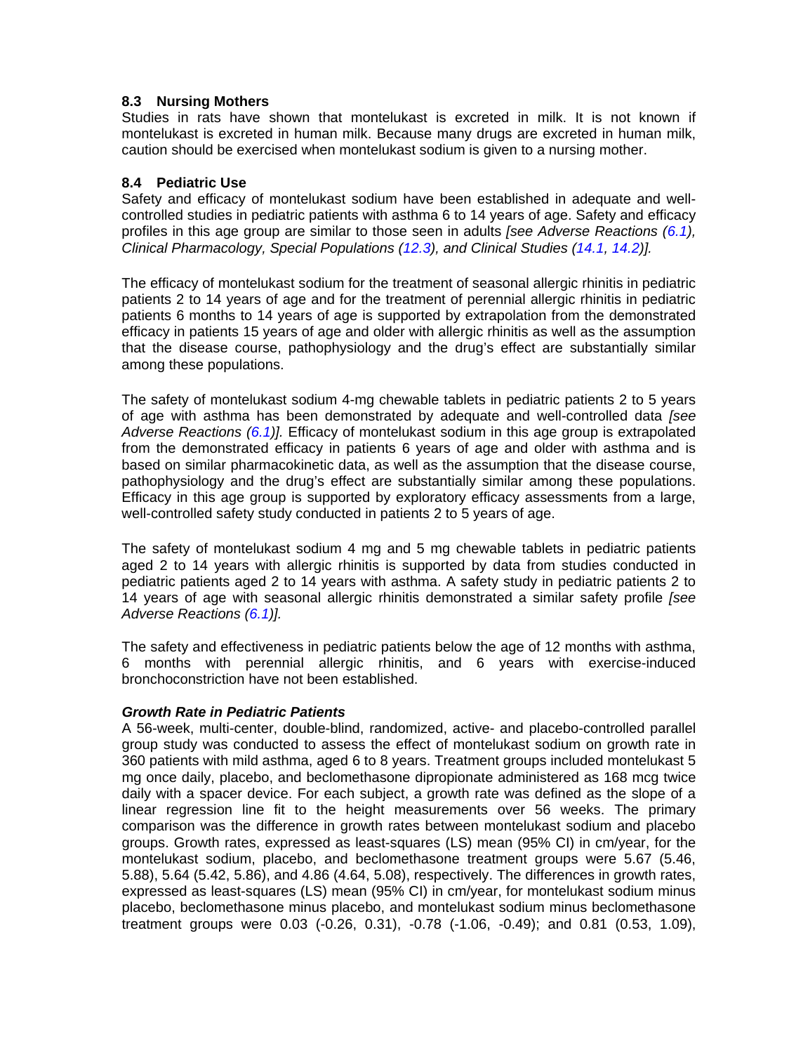### 8.3 Nursing Mothers

Studies in rats have shown that montelukast is excreted in milk. It is not known if montelukast is excreted in human milk. Because many drugs are excreted in human milk, caution should be exercised when montelukast sodium is given to a nursing mother.

### 8.4 Pediatric Use

Safety and efficacy of montelukast sodium have been established in adequate and well-controlled studies in pediatric patients with asthma 6 to 14 years of age. Safety and efficacy profiles in this age group are similar to those seen in adults *[see Adverse Reactions (6.1), Clinical Pharmacology, Special Populations (12.3), and Clinical Studies (14.1, 14.2)].*

The efficacy of montelukast sodium for the treatment of seasonal allergic rhinitis in pediatric patients 2 to 14 years of age and for the treatment of perennial allergic rhinitis in pediatric patients 6 months to 14 years of age is supported by extrapolation from the demonstrated efficacy in patients 15 years of age and older with allergic rhinitis as well as the assumption that the disease course, pathophysiology and the drug's effect are substantially similar among these populations.

The safety of montelukast sodium 4-mg chewable tablets in pediatric patients 2 to 5 years of age with asthma has been demonstrated by adequate and well-controlled data *[see Adverse Reactions (6.1)].* Efficacy of montelukast sodium in this age group is extrapolated from the demonstrated efficacy in patients 6 years of age and older with asthma and is based on similar pharmacokinetic data, as well as the assumption that the disease course, pathophysiology and the drug's effect are substantially similar among these populations. Efficacy in this age group is supported by exploratory efficacy assessments from a large, well-controlled safety study conducted in patients 2 to 5 years of age.

The safety of montelukast sodium 4 mg and 5 mg chewable tablets in pediatric patients aged 2 to 14 years with allergic rhinitis is supported by data from studies conducted in pediatric patients aged 2 to 14 years with asthma. A safety study in pediatric patients 2 to 14 years of age with seasonal allergic rhinitis demonstrated a similar safety profile *[see Adverse Reactions (6.1)].*

The safety and effectiveness in pediatric patients below the age of 12 months with asthma, 6 months with perennial allergic rhinitis, and 6 years with exercise-induced bronchoconstriction have not been established.

***Growth Rate in Pediatric Patients***

A 56-week, multi-center, double-blind, randomized, active- and placebo-controlled parallel group study was conducted to assess the effect of montelukast sodium on growth rate in 360 patients with mild asthma, aged 6 to 8 years. Treatment groups included montelukast 5 mg once daily, placebo, and beclomethasone dipropionate administered as 168 mcg twice daily with a spacer device. For each subject, a growth rate was defined as the slope of a linear regression line fit to the height measurements over 56 weeks. The primary comparison was the difference in growth rates between montelukast sodium and placebo groups. Growth rates, expressed as least-squares (LS) mean (95% CI) in cm/year, for the montelukast sodium, placebo, and beclomethasone treatment groups were 5.67 (5.46, 5.88), 5.64 (5.42, 5.86), and 4.86 (4.64, 5.08), respectively. The differences in growth rates, expressed as least-squares (LS) mean (95% CI) in cm/year, for montelukast sodium minus placebo, beclomethasone minus placebo, and montelukast sodium minus beclomethasone treatment groups were 0.03 (-0.26, 0.31), -0.78 (-1.06, -0.49); and 0.81 (0.53, 1.09),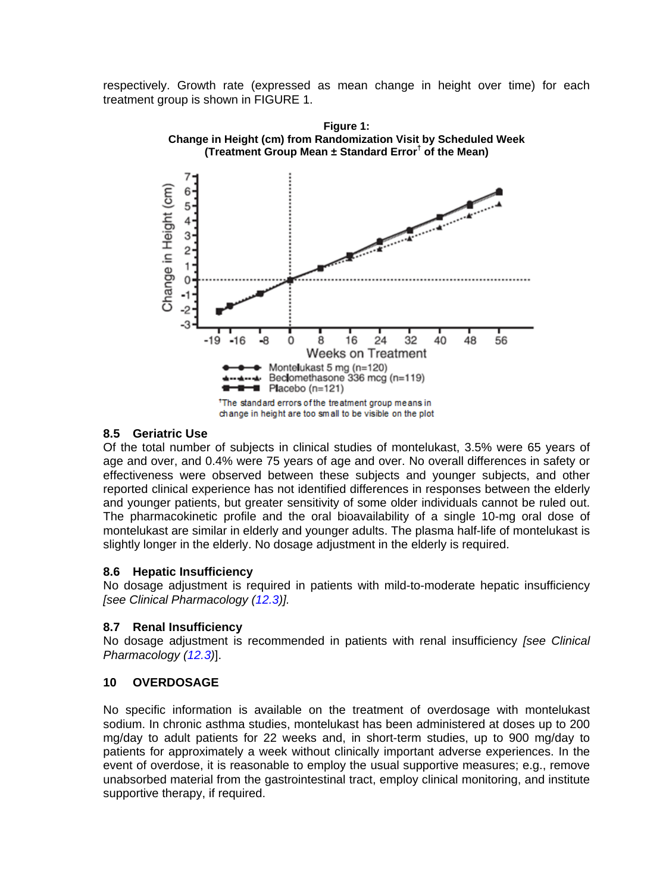respectively. Growth rate (expressed as mean change in height over time) for each treatment group is shown in FIGURE 1.

**Figure 1:**
**Change in Height (cm) from Randomization Visit by Scheduled Week (Treatment Group Mean ± Standard Error† of the Mean)**

†The standard errors of the treatment group means in change in height are too small to be visible on the plot

### 8.5 Geriatric Use

Of the total number of subjects in clinical studies of montelukast, 3.5% were 65 years of age and over, and 0.4% were 75 years of age and over. No overall differences in safety or effectiveness were observed between these subjects and younger subjects, and other reported clinical experience has not identified differences in responses between the elderly and younger patients, but greater sensitivity of some older individuals cannot be ruled out. The pharmacokinetic profile and the oral bioavailability of a single 10-mg oral dose of montelukast are similar in elderly and younger adults. The plasma half-life of montelukast is slightly longer in the elderly. No dosage adjustment in the elderly is required.

### 8.6 Hepatic Insufficiency

No dosage adjustment is required in patients with mild-to-moderate hepatic insufficiency *[see Clinical Pharmacology (12.3)]*.

### 8.7 Renal Insufficiency

No dosage adjustment is recommended in patients with renal insufficiency *[see Clinical Pharmacology (12.3)]*.

## 10 OVERDOSAGE

No specific information is available on the treatment of overdosage with montelukast sodium. In chronic asthma studies, montelukast has been administered at doses up to 200 mg/day to adult patients for 22 weeks and, in short-term studies, up to 900 mg/day to patients for approximately a week without clinically important adverse experiences. In the event of overdose, it is reasonable to employ the usual supportive measures; e.g., remove unabsorbed material from the gastrointestinal tract, employ clinical monitoring, and institute supportive therapy, if required.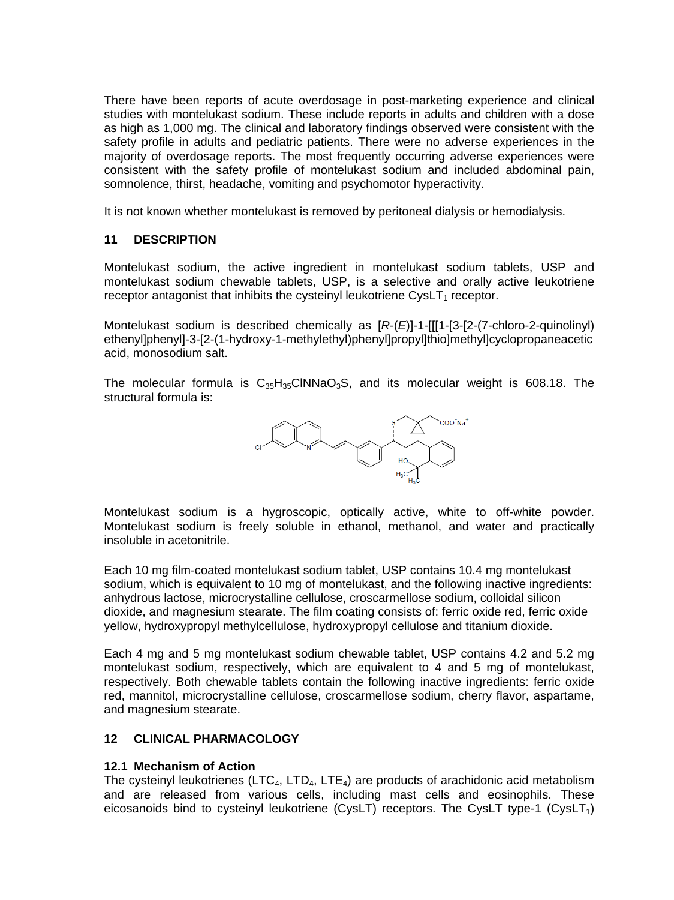There have been reports of acute overdosage in post-marketing experience and clinical studies with montelukast sodium. These include reports in adults and children with a dose as high as 1,000 mg. The clinical and laboratory findings observed were consistent with the safety profile in adults and pediatric patients. There were no adverse experiences in the majority of overdosage reports. The most frequently occurring adverse experiences were consistent with the safety profile of montelukast sodium and included abdominal pain, somnolence, thirst, headache, vomiting and psychomotor hyperactivity.

It is not known whether montelukast is removed by peritoneal dialysis or hemodialysis.

## 11 DESCRIPTION

Montelukast sodium, the active ingredient in montelukast sodium tablets, USP and montelukast sodium chewable tablets, USP, is a selective and orally active leukotriene receptor antagonist that inhibits the cysteinyl leukotriene $CysLT_1$ receptor.

Montelukast sodium is described chemically as [*R*-(*E*)]-1-[[[1-[3-[2-(7-chloro-2-quinolinyl) ethenyl]phenyl]-3-[2-(1-hydroxy-1-methylethyl)phenyl]propyl]thio]methyl]cyclopropaneacetic acid, monosodium salt.

The molecular formula is $C_{35}H_{35}ClNNaO_3S$, and its molecular weight is 608.18. The structural formula is:

Montelukast sodium is a hygroscopic, optically active, white to off-white powder. Montelukast sodium is freely soluble in ethanol, methanol, and water and practically insoluble in acetonitrile.

Each 10 mg film-coated montelukast sodium tablet, USP contains 10.4 mg montelukast sodium, which is equivalent to 10 mg of montelukast, and the following inactive ingredients: anhydrous lactose, microcrystalline cellulose, croscarmellose sodium, colloidal silicon dioxide, and magnesium stearate. The film coating consists of: ferric oxide red, ferric oxide yellow, hydroxypropyl methylcellulose, hydroxypropyl cellulose and titanium dioxide.

Each 4 mg and 5 mg montelukast sodium chewable tablet, USP contains 4.2 and 5.2 mg montelukast sodium, respectively, which are equivalent to 4 and 5 mg of montelukast, respectively. Both chewable tablets contain the following inactive ingredients: ferric oxide red, mannitol, microcrystalline cellulose, croscarmellose sodium, cherry flavor, aspartame, and magnesium stearate.

## 12 CLINICAL PHARMACOLOGY

### 12.1 Mechanism of Action

The cysteinyl leukotrienes ($LTC_4$, $LTD_4$, $LTE_4$) are products of arachidonic acid metabolism and are released from various cells, including mast cells and eosinophils. These eicosanoids bind to cysteinyl leukotriene (CysLT) receptors. The CysLT type-1 ($CysLT_1$)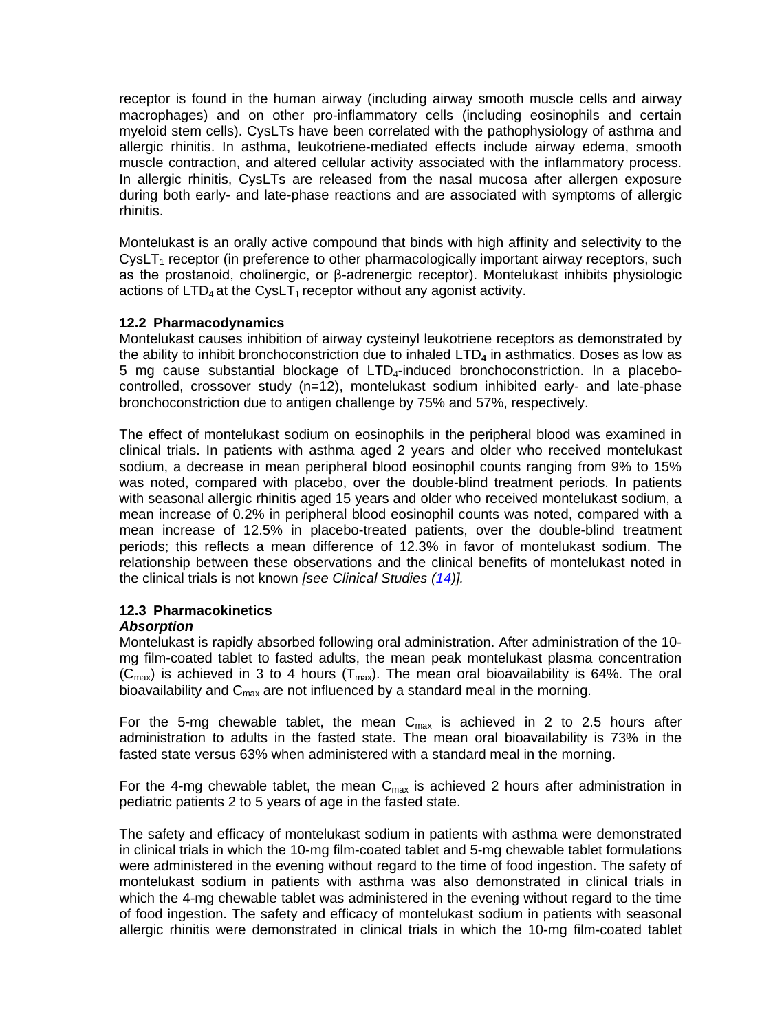receptor is found in the human airway (including airway smooth muscle cells and airway macrophages) and on other pro-inflammatory cells (including eosinophils and certain myeloid stem cells). CysLTs have been correlated with the pathophysiology of asthma and allergic rhinitis. In asthma, leukotriene-mediated effects include airway edema, smooth muscle contraction, and altered cellular activity associated with the inflammatory process. In allergic rhinitis, CysLTs are released from the nasal mucosa after allergen exposure during both early- and late-phase reactions and are associated with symptoms of allergic rhinitis.

Montelukast is an orally active compound that binds with high affinity and selectivity to the $CysLT_1$ receptor (in preference to other pharmacologically important airway receptors, such as the prostanoid, cholinergic, or β-adrenergic receptor). Montelukast inhibits physiologic actions of $LTD_4$ at the $CysLT_1$ receptor without any agonist activity.

### 12.2 Pharmacodynamics

Montelukast causes inhibition of airway cysteinyl leukotriene receptors as demonstrated by the ability to inhibit bronchoconstriction due to inhaled $LTD_4$ in asthmatics. Doses as low as 5 mg cause substantial blockage of $LTD_4$-induced bronchoconstriction. In a placebo-controlled, crossover study (n=12), montelukast sodium inhibited early- and late-phase bronchoconstriction due to antigen challenge by 75% and 57%, respectively.

The effect of montelukast sodium on eosinophils in the peripheral blood was examined in clinical trials. In patients with asthma aged 2 years and older who received montelukast sodium, a decrease in mean peripheral blood eosinophil counts ranging from 9% to 15% was noted, compared with placebo, over the double-blind treatment periods. In patients with seasonal allergic rhinitis aged 15 years and older who received montelukast sodium, a mean increase of 0.2% in peripheral blood eosinophil counts was noted, compared with a mean increase of 12.5% in placebo-treated patients, over the double-blind treatment periods; this reflects a mean difference of 12.3% in favor of montelukast sodium. The relationship between these observations and the clinical benefits of montelukast noted in the clinical trials is not known *[see Clinical Studies (14)].*

### 12.3 Pharmacokinetics

***Absorption***

Montelukast is rapidly absorbed following oral administration. After administration of the 10-mg film-coated tablet to fasted adults, the mean peak montelukast plasma concentration ($C_{max}$) is achieved in 3 to 4 hours ($T_{max}$). The mean oral bioavailability is 64%. The oral bioavailability and $C_{max}$ are not influenced by a standard meal in the morning.

For the 5-mg chewable tablet, the mean $C_{max}$ is achieved in 2 to 2.5 hours after administration to adults in the fasted state. The mean oral bioavailability is 73% in the fasted state versus 63% when administered with a standard meal in the morning.

For the 4-mg chewable tablet, the mean $C_{max}$ is achieved 2 hours after administration in pediatric patients 2 to 5 years of age in the fasted state.

The safety and efficacy of montelukast sodium in patients with asthma were demonstrated in clinical trials in which the 10-mg film-coated tablet and 5-mg chewable tablet formulations were administered in the evening without regard to the time of food ingestion. The safety of montelukast sodium in patients with asthma was also demonstrated in clinical trials in which the 4-mg chewable tablet was administered in the evening without regard to the time of food ingestion. The safety and efficacy of montelukast sodium in patients with seasonal allergic rhinitis were demonstrated in clinical trials in which the 10-mg film-coated tablet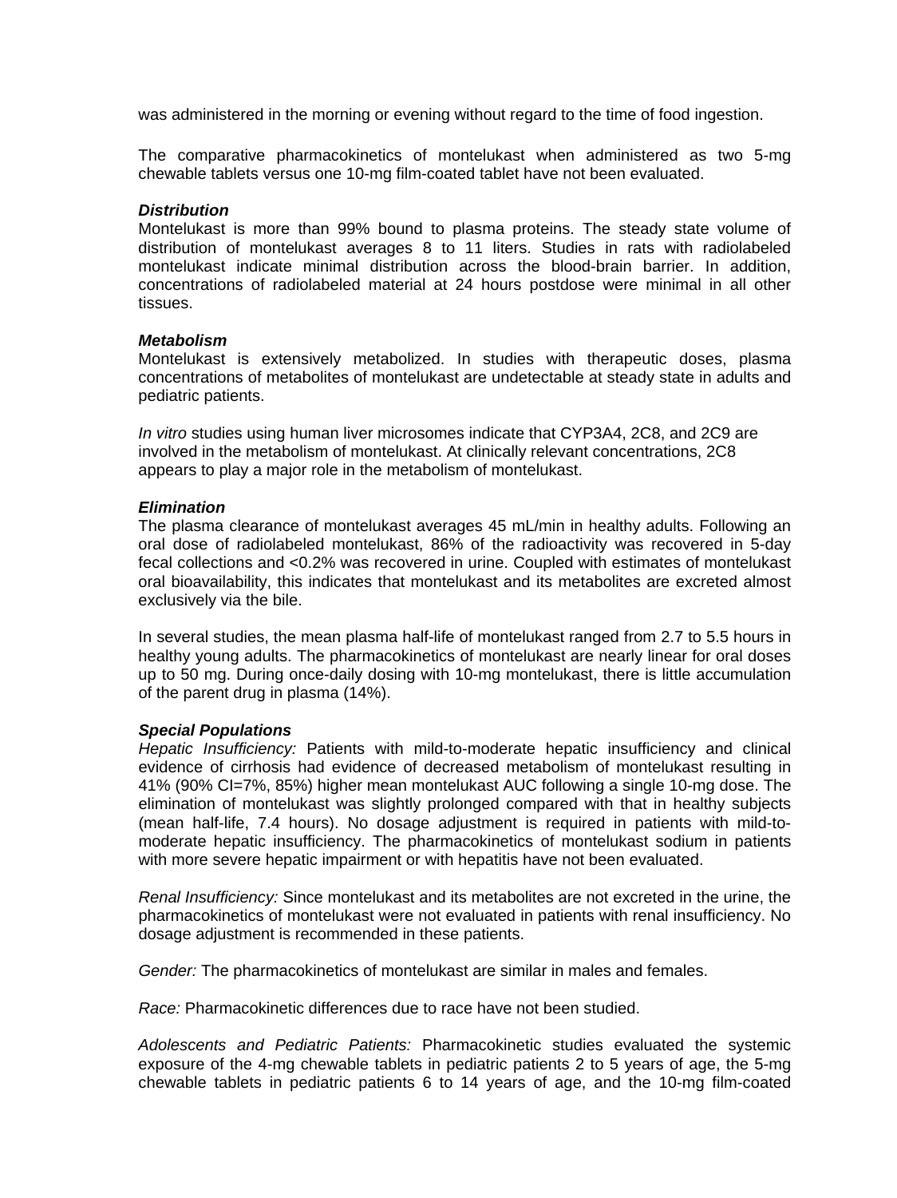was administered in the morning or evening without regard to the time of food ingestion.

The comparative pharmacokinetics of montelukast when administered as two 5-mg chewable tablets versus one 10-mg film-coated tablet have not been evaluated.

***Distribution***

Montelukast is more than 99% bound to plasma proteins. The steady state volume of distribution of montelukast averages 8 to 11 liters. Studies in rats with radiolabeled montelukast indicate minimal distribution across the blood-brain barrier. In addition, concentrations of radiolabeled material at 24 hours postdose were minimal in all other tissues.

***Metabolism***

Montelukast is extensively metabolized. In studies with therapeutic doses, plasma concentrations of metabolites of montelukast are undetectable at steady state in adults and pediatric patients.

*In vitro* studies using human liver microsomes indicate that CYP3A4, 2C8, and 2C9 are involved in the metabolism of montelukast. At clinically relevant concentrations, 2C8 appears to play a major role in the metabolism of montelukast.

***Elimination***

The plasma clearance of montelukast averages 45 mL/min in healthy adults. Following an oral dose of radiolabeled montelukast, 86% of the radioactivity was recovered in 5-day fecal collections and <0.2% was recovered in urine. Coupled with estimates of montelukast oral bioavailability, this indicates that montelukast and its metabolites are excreted almost exclusively via the bile.

In several studies, the mean plasma half-life of montelukast ranged from 2.7 to 5.5 hours in healthy young adults. The pharmacokinetics of montelukast are nearly linear for oral doses up to 50 mg. During once-daily dosing with 10-mg montelukast, there is little accumulation of the parent drug in plasma (14%).

***Special Populations***

*Hepatic Insufficiency:* Patients with mild-to-moderate hepatic insufficiency and clinical evidence of cirrhosis had evidence of decreased metabolism of montelukast resulting in 41% (90% CI=7%, 85%) higher mean montelukast AUC following a single 10-mg dose. The elimination of montelukast was slightly prolonged compared with that in healthy subjects (mean half-life, 7.4 hours). No dosage adjustment is required in patients with mild-to-moderate hepatic insufficiency. The pharmacokinetics of montelukast sodium in patients with more severe hepatic impairment or with hepatitis have not been evaluated.

*Renal Insufficiency:* Since montelukast and its metabolites are not excreted in the urine, the pharmacokinetics of montelukast were not evaluated in patients with renal insufficiency. No dosage adjustment is recommended in these patients.

*Gender:* The pharmacokinetics of montelukast are similar in males and females.

*Race:* Pharmacokinetic differences due to race have not been studied.

*Adolescents and Pediatric Patients:* Pharmacokinetic studies evaluated the systemic exposure of the 4-mg chewable tablets in pediatric patients 2 to 5 years of age, the 5-mg chewable tablets in pediatric patients 6 to 14 years of age, and the 10-mg film-coated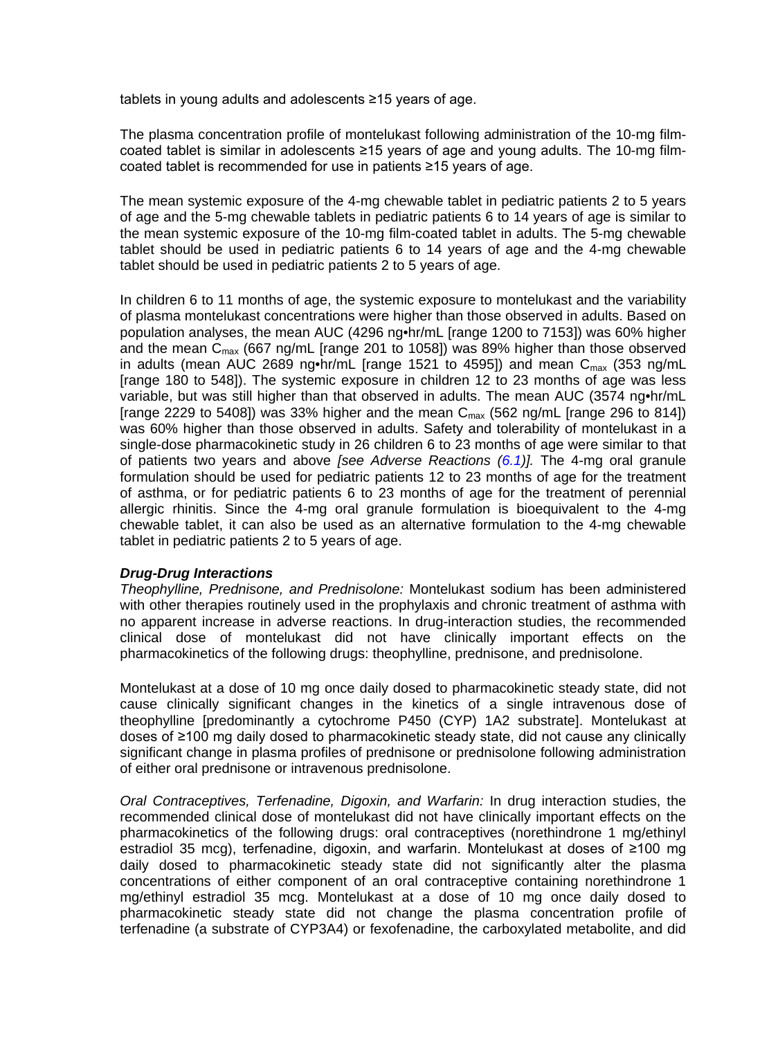tablets in young adults and adolescents ≥15 years of age.

The plasma concentration profile of montelukast following administration of the 10-mg film-coated tablet is similar in adolescents ≥15 years of age and young adults. The 10-mg film-coated tablet is recommended for use in patients ≥15 years of age.

The mean systemic exposure of the 4-mg chewable tablet in pediatric patients 2 to 5 years of age and the 5-mg chewable tablets in pediatric patients 6 to 14 years of age is similar to the mean systemic exposure of the 10-mg film-coated tablet in adults. The 5-mg chewable tablet should be used in pediatric patients 6 to 14 years of age and the 4-mg chewable tablet should be used in pediatric patients 2 to 5 years of age.

In children 6 to 11 months of age, the systemic exposure to montelukast and the variability of plasma montelukast concentrations were higher than those observed in adults. Based on population analyses, the mean AUC (4296 ng•hr/mL [range 1200 to 7153]) was 60% higher and the mean $C_{max}$ (667 ng/mL [range 201 to 1058]) was 89% higher than those observed in adults (mean AUC 2689 ng•hr/mL [range 1521 to 4595]) and mean $C_{max}$ (353 ng/mL [range 180 to 548]). The systemic exposure in children 12 to 23 months of age was less variable, but was still higher than that observed in adults. The mean AUC (3574 ng•hr/mL [range 2229 to 5408]) was 33% higher and the mean $C_{max}$ (562 ng/mL [range 296 to 814]) was 60% higher than those observed in adults. Safety and tolerability of montelukast in a single-dose pharmacokinetic study in 26 children 6 to 23 months of age were similar to that of patients two years and above *[see Adverse Reactions (6.1)].* The 4-mg oral granule formulation should be used for pediatric patients 12 to 23 months of age for the treatment of asthma, or for pediatric patients 6 to 23 months of age for the treatment of perennial allergic rhinitis. Since the 4-mg oral granule formulation is bioequivalent to the 4-mg chewable tablet, it can also be used as an alternative formulation to the 4-mg chewable tablet in pediatric patients 2 to 5 years of age.

***Drug-Drug Interactions***

*Theophylline, Prednisone, and Prednisolone:* Montelukast sodium has been administered with other therapies routinely used in the prophylaxis and chronic treatment of asthma with no apparent increase in adverse reactions. In drug-interaction studies, the recommended clinical dose of montelukast did not have clinically important effects on the pharmacokinetics of the following drugs: theophylline, prednisone, and prednisolone.

Montelukast at a dose of 10 mg once daily dosed to pharmacokinetic steady state, did not cause clinically significant changes in the kinetics of a single intravenous dose of theophylline [predominantly a cytochrome P450 (CYP) 1A2 substrate]. Montelukast at doses of ≥100 mg daily dosed to pharmacokinetic steady state, did not cause any clinically significant change in plasma profiles of prednisone or prednisolone following administration of either oral prednisone or intravenous prednisolone.

*Oral Contraceptives, Terfenadine, Digoxin, and Warfarin:* In drug interaction studies, the recommended clinical dose of montelukast did not have clinically important effects on the pharmacokinetics of the following drugs: oral contraceptives (norethindrone 1 mg/ethinyl estradiol 35 mcg), terfenadine, digoxin, and warfarin. Montelukast at doses of ≥100 mg daily dosed to pharmacokinetic steady state did not significantly alter the plasma concentrations of either component of an oral contraceptive containing norethindrone 1 mg/ethinyl estradiol 35 mcg. Montelukast at a dose of 10 mg once daily dosed to pharmacokinetic steady state did not change the plasma concentration profile of terfenadine (a substrate of CYP3A4) or fexofenadine, the carboxylated metabolite, and did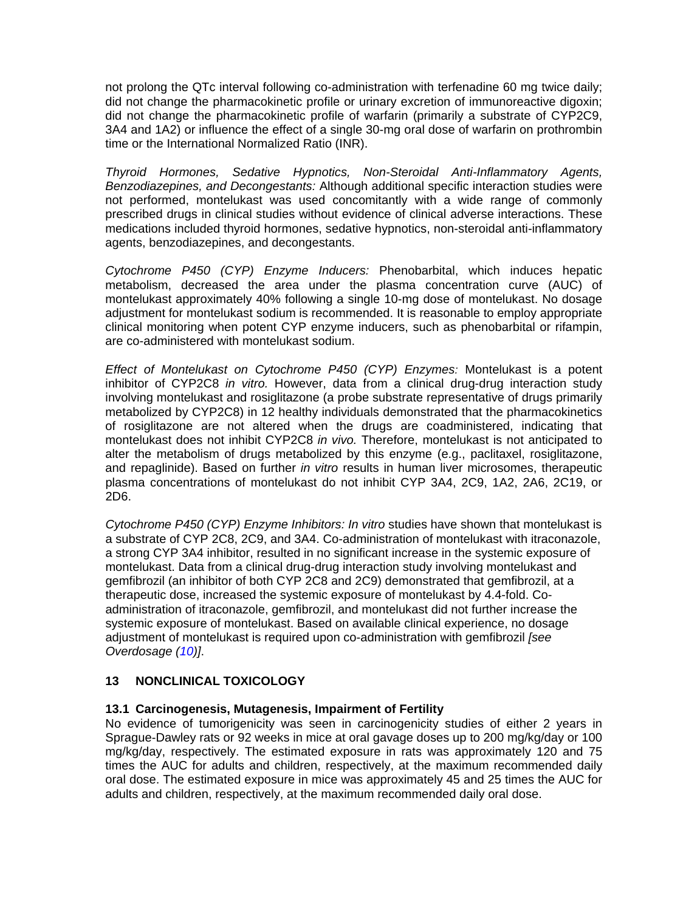not prolong the QTc interval following co-administration with terfenadine 60 mg twice daily; did not change the pharmacokinetic profile or urinary excretion of immunoreactive digoxin; did not change the pharmacokinetic profile of warfarin (primarily a substrate of CYP2C9, 3A4 and 1A2) or influence the effect of a single 30-mg oral dose of warfarin on prothrombin time or the International Normalized Ratio (INR).

*Thyroid Hormones, Sedative Hypnotics, Non-Steroidal Anti-Inflammatory Agents, Benzodiazepines, and Decongestants:* Although additional specific interaction studies were not performed, montelukast was used concomitantly with a wide range of commonly prescribed drugs in clinical studies without evidence of clinical adverse interactions. These medications included thyroid hormones, sedative hypnotics, non-steroidal anti-inflammatory agents, benzodiazepines, and decongestants.

*Cytochrome P450 (CYP) Enzyme Inducers:* Phenobarbital, which induces hepatic metabolism, decreased the area under the plasma concentration curve (AUC) of montelukast approximately 40% following a single 10-mg dose of montelukast. No dosage adjustment for montelukast sodium is recommended. It is reasonable to employ appropriate clinical monitoring when potent CYP enzyme inducers, such as phenobarbital or rifampin, are co-administered with montelukast sodium.

*Effect of Montelukast on Cytochrome P450 (CYP) Enzymes:* Montelukast is a potent inhibitor of CYP2C8 *in vitro.* However, data from a clinical drug-drug interaction study involving montelukast and rosiglitazone (a probe substrate representative of drugs primarily metabolized by CYP2C8) in 12 healthy individuals demonstrated that the pharmacokinetics of rosiglitazone are not altered when the drugs are coadministered, indicating that montelukast does not inhibit CYP2C8 *in vivo.* Therefore, montelukast is not anticipated to alter the metabolism of drugs metabolized by this enzyme (e.g., paclitaxel, rosiglitazone, and repaglinide). Based on further *in vitro* results in human liver microsomes, therapeutic plasma concentrations of montelukast do not inhibit CYP 3A4, 2C9, 1A2, 2A6, 2C19, or 2D6.

*Cytochrome P450 (CYP) Enzyme Inhibitors: In vitro* studies have shown that montelukast is a substrate of CYP 2C8, 2C9, and 3A4. Co-administration of montelukast with itraconazole, a strong CYP 3A4 inhibitor, resulted in no significant increase in the systemic exposure of montelukast. Data from a clinical drug-drug interaction study involving montelukast and gemfibrozil (an inhibitor of both CYP 2C8 and 2C9) demonstrated that gemfibrozil, at a therapeutic dose, increased the systemic exposure of montelukast by 4.4-fold. Co-administration of itraconazole, gemfibrozil, and montelukast did not further increase the systemic exposure of montelukast. Based on available clinical experience, no dosage adjustment of montelukast is required upon co-administration with gemfibrozil *[see Overdosage (10)]*.

## 13 NONCLINICAL TOXICOLOGY

### 13.1 Carcinogenesis, Mutagenesis, Impairment of Fertility

No evidence of tumorigenicity was seen in carcinogenicity studies of either 2 years in Sprague-Dawley rats or 92 weeks in mice at oral gavage doses up to 200 mg/kg/day or 100 mg/kg/day, respectively. The estimated exposure in rats was approximately 120 and 75 times the AUC for adults and children, respectively, at the maximum recommended daily oral dose. The estimated exposure in mice was approximately 45 and 25 times the AUC for adults and children, respectively, at the maximum recommended daily oral dose.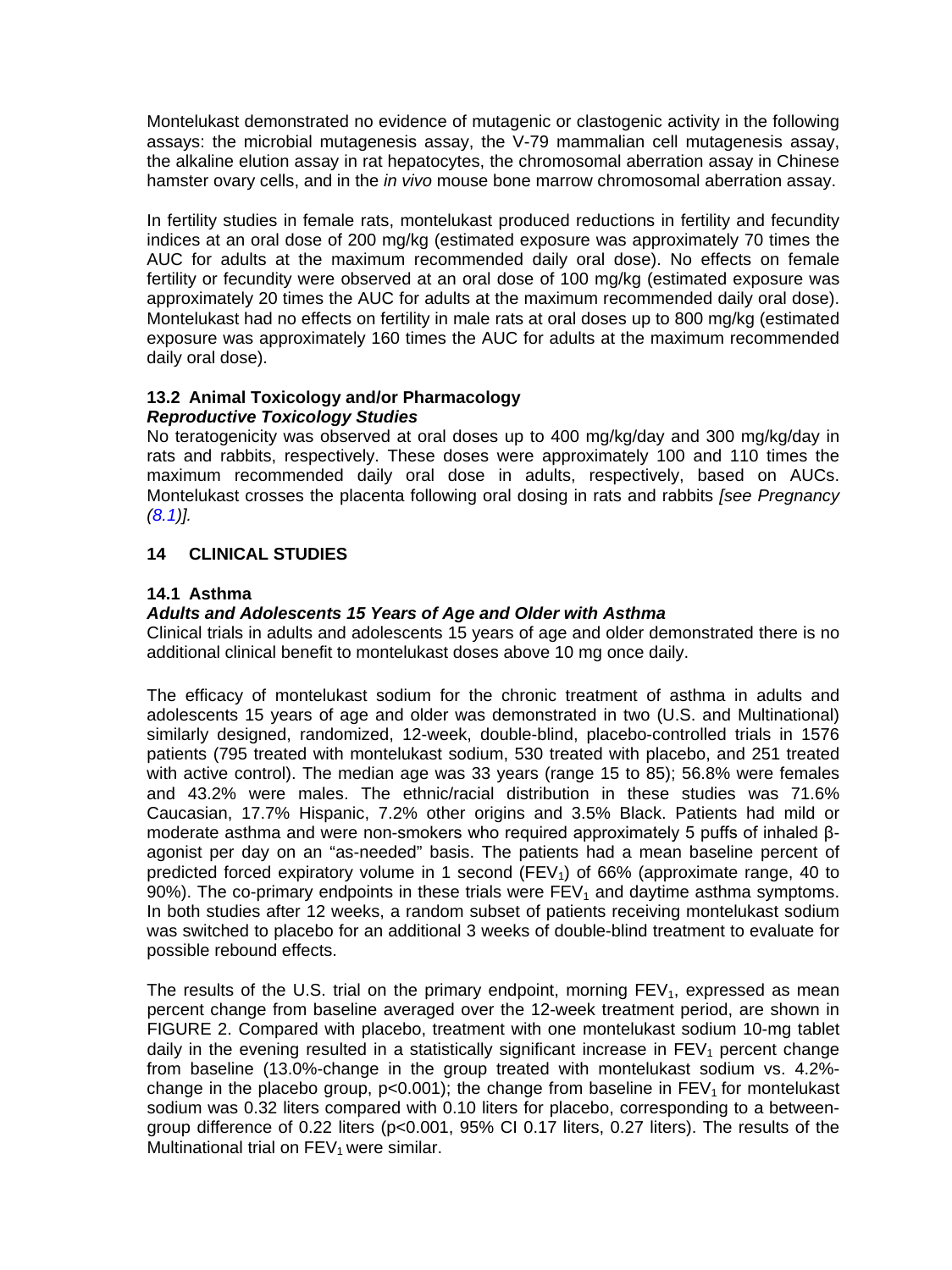Montelukast demonstrated no evidence of mutagenic or clastogenic activity in the following assays: the microbial mutagenesis assay, the V-79 mammalian cell mutagenesis assay, the alkaline elution assay in rat hepatocytes, the chromosomal aberration assay in Chinese hamster ovary cells, and in the *in vivo* mouse bone marrow chromosomal aberration assay.

In fertility studies in female rats, montelukast produced reductions in fertility and fecundity indices at an oral dose of 200 mg/kg (estimated exposure was approximately 70 times the AUC for adults at the maximum recommended daily oral dose). No effects on female fertility or fecundity were observed at an oral dose of 100 mg/kg (estimated exposure was approximately 20 times the AUC for adults at the maximum recommended daily oral dose). Montelukast had no effects on fertility in male rats at oral doses up to 800 mg/kg (estimated exposure was approximately 160 times the AUC for adults at the maximum recommended daily oral dose).

### 13.2 Animal Toxicology and/or Pharmacology

***Reproductive Toxicology Studies***

No teratogenicity was observed at oral doses up to 400 mg/kg/day and 300 mg/kg/day in rats and rabbits, respectively. These doses were approximately 100 and 110 times the maximum recommended daily oral dose in adults, respectively, based on AUCs. Montelukast crosses the placenta following oral dosing in rats and rabbits *[see Pregnancy (8.1)]*.

## 14 CLINICAL STUDIES

### 14.1 Asthma

***Adults and Adolescents 15 Years of Age and Older with Asthma***

Clinical trials in adults and adolescents 15 years of age and older demonstrated there is no additional clinical benefit to montelukast doses above 10 mg once daily.

The efficacy of montelukast sodium for the chronic treatment of asthma in adults and adolescents 15 years of age and older was demonstrated in two (U.S. and Multinational) similarly designed, randomized, 12-week, double-blind, placebo-controlled trials in 1576 patients (795 treated with montelukast sodium, 530 treated with placebo, and 251 treated with active control). The median age was 33 years (range 15 to 85); 56.8% were females and 43.2% were males. The ethnic/racial distribution in these studies was 71.6% Caucasian, 17.7% Hispanic, 7.2% other origins and 3.5% Black. Patients had mild or moderate asthma and were non-smokers who required approximately 5 puffs of inhaled β-agonist per day on an "as-needed" basis. The patients had a mean baseline percent of predicted forced expiratory volume in 1 second ($FEV_1$) of 66% (approximate range, 40 to 90%). The co-primary endpoints in these trials were $FEV_1$ and daytime asthma symptoms. In both studies after 12 weeks, a random subset of patients receiving montelukast sodium was switched to placebo for an additional 3 weeks of double-blind treatment to evaluate for possible rebound effects.

The results of the U.S. trial on the primary endpoint, morning $FEV_1$, expressed as mean percent change from baseline averaged over the 12-week treatment period, are shown in FIGURE 2. Compared with placebo, treatment with one montelukast sodium 10-mg tablet daily in the evening resulted in a statistically significant increase in $FEV_1$ percent change from baseline (13.0%-change in the group treated with montelukast sodium vs. 4.2%-change in the placebo group, $p<0.001$); the change from baseline in $FEV_1$ for montelukast sodium was 0.32 liters compared with 0.10 liters for placebo, corresponding to a between-group difference of 0.22 liters ($p<0.001$, 95% CI 0.17 liters, 0.27 liters). The results of the Multinational trial on $FEV_1$ were similar.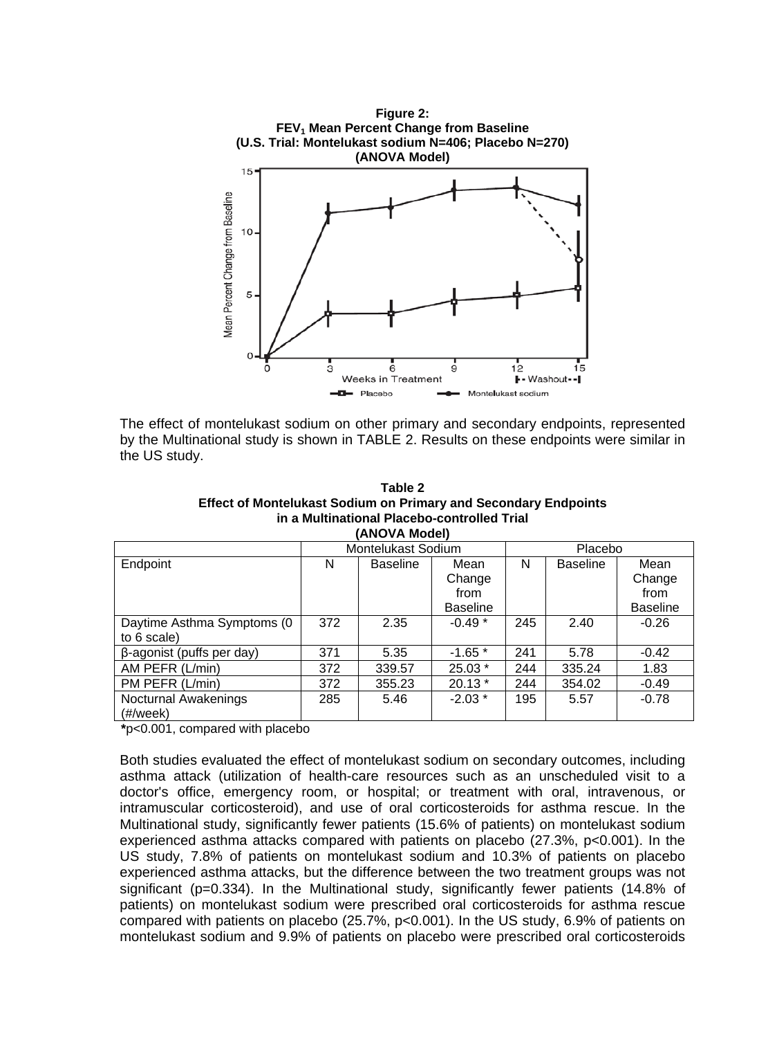**Figure 2:**
**$FEV_1$ Mean Percent Change from Baseline**
**(U.S. Trial: Montelukast sodium N=406; Placebo N=270)**
**(ANOVA Model)**

The effect of montelukast sodium on other primary and secondary endpoints, represented by the Multinational study is shown in TABLE 2. Results on these endpoints were similar in the US study.

**Table 2**
**Effect of Montelukast Sodium on Primary and Secondary Endpoints in a Multinational Placebo-controlled Trial**
**(ANOVA Model)**

| | Montelukast Sodium | | | Placebo | | |
|---|---|---|---|---|---|---|
| Endpoint | N | Baseline | Mean Change from Baseline | N | Baseline | Mean Change from Baseline |
| Daytime Asthma Symptoms (0 to 6 scale) | 372 | 2.35 | -0.49 * | 245 | 2.40 | -0.26 |
| β-agonist (puffs per day) | 371 | 5.35 | -1.65 * | 241 | 5.78 | -0.42 |
| AM PEFR (L/min) | 372 | 339.57 | 25.03 * | 244 | 335.24 | 1.83 |
| PM PEFR (L/min) | 372 | 355.23 | 20.13 * | 244 | 354.02 | -0.49 |
| Nocturnal Awakenings (#/week) | 285 | 5.46 | -2.03 * | 195 | 5.57 | -0.78 |

***** $p<0.001$, compared with placebo

Both studies evaluated the effect of montelukast sodium on secondary outcomes, including asthma attack (utilization of health-care resources such as an unscheduled visit to a doctor's office, emergency room, or hospital; or treatment with oral, intravenous, or intramuscular corticosteroid), and use of oral corticosteroids for asthma rescue. In the Multinational study, significantly fewer patients (15.6% of patients) on montelukast sodium experienced asthma attacks compared with patients on placebo (27.3%, $p<0.001$). In the US study, 7.8% of patients on montelukast sodium and 10.3% of patients on placebo experienced asthma attacks, but the difference between the two treatment groups was not significant ($p=0.334$). In the Multinational study, significantly fewer patients (14.8% of patients) on montelukast sodium were prescribed oral corticosteroids for asthma rescue compared with patients on placebo (25.7%, $p<0.001$). In the US study, 6.9% of patients on montelukast sodium and 9.9% of patients on placebo were prescribed oral corticosteroids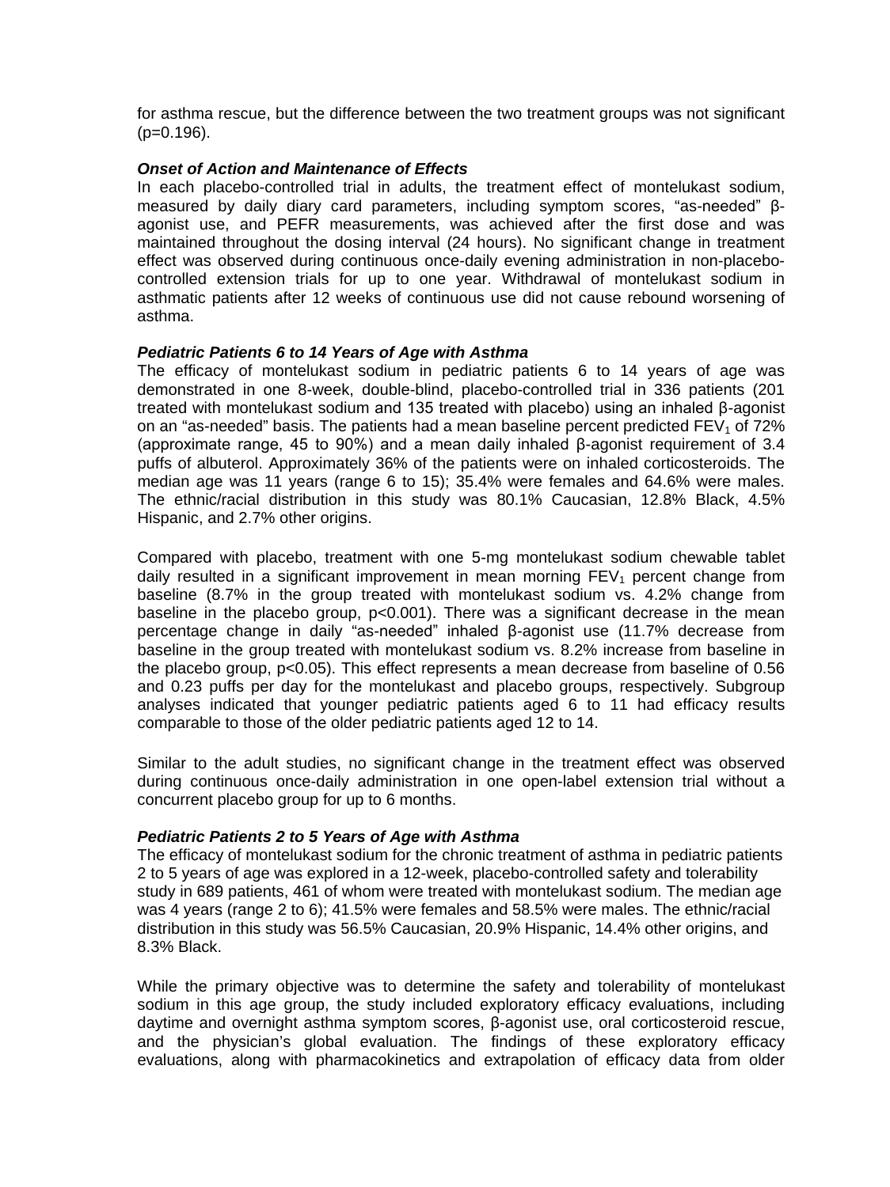for asthma rescue, but the difference between the two treatment groups was not significant (p=0.196).

***Onset of Action and Maintenance of Effects***

In each placebo-controlled trial in adults, the treatment effect of montelukast sodium, measured by daily diary card parameters, including symptom scores, "as-needed" β-agonist use, and PEFR measurements, was achieved after the first dose and was maintained throughout the dosing interval (24 hours). No significant change in treatment effect was observed during continuous once-daily evening administration in non-placebo-controlled extension trials for up to one year. Withdrawal of montelukast sodium in asthmatic patients after 12 weeks of continuous use did not cause rebound worsening of asthma.

***Pediatric Patients 6 to 14 Years of Age with Asthma***

The efficacy of montelukast sodium in pediatric patients 6 to 14 years of age was demonstrated in one 8-week, double-blind, placebo-controlled trial in 336 patients (201 treated with montelukast sodium and 135 treated with placebo) using an inhaled β-agonist on an "as-needed" basis. The patients had a mean baseline percent predicted $FEV_1$ of 72% (approximate range, 45 to 90%) and a mean daily inhaled β-agonist requirement of 3.4 puffs of albuterol. Approximately 36% of the patients were on inhaled corticosteroids. The median age was 11 years (range 6 to 15); 35.4% were females and 64.6% were males. The ethnic/racial distribution in this study was 80.1% Caucasian, 12.8% Black, 4.5% Hispanic, and 2.7% other origins.

Compared with placebo, treatment with one 5-mg montelukast sodium chewable tablet daily resulted in a significant improvement in mean morning $FEV_1$ percent change from baseline (8.7% in the group treated with montelukast sodium vs. 4.2% change from baseline in the placebo group, $p<0.001$). There was a significant decrease in the mean percentage change in daily "as-needed" inhaled β-agonist use (11.7% decrease from baseline in the group treated with montelukast sodium vs. 8.2% increase from baseline in the placebo group, $p<0.05$). This effect represents a mean decrease from baseline of 0.56 and 0.23 puffs per day for the montelukast and placebo groups, respectively. Subgroup analyses indicated that younger pediatric patients aged 6 to 11 had efficacy results comparable to those of the older pediatric patients aged 12 to 14.

Similar to the adult studies, no significant change in the treatment effect was observed during continuous once-daily administration in one open-label extension trial without a concurrent placebo group for up to 6 months.

***Pediatric Patients 2 to 5 Years of Age with Asthma***

The efficacy of montelukast sodium for the chronic treatment of asthma in pediatric patients 2 to 5 years of age was explored in a 12-week, placebo-controlled safety and tolerability study in 689 patients, 461 of whom were treated with montelukast sodium. The median age was 4 years (range 2 to 6); 41.5% were females and 58.5% were males. The ethnic/racial distribution in this study was 56.5% Caucasian, 20.9% Hispanic, 14.4% other origins, and 8.3% Black.

While the primary objective was to determine the safety and tolerability of montelukast sodium in this age group, the study included exploratory efficacy evaluations, including daytime and overnight asthma symptom scores, β-agonist use, oral corticosteroid rescue, and the physician's global evaluation. The findings of these exploratory efficacy evaluations, along with pharmacokinetics and extrapolation of efficacy data from older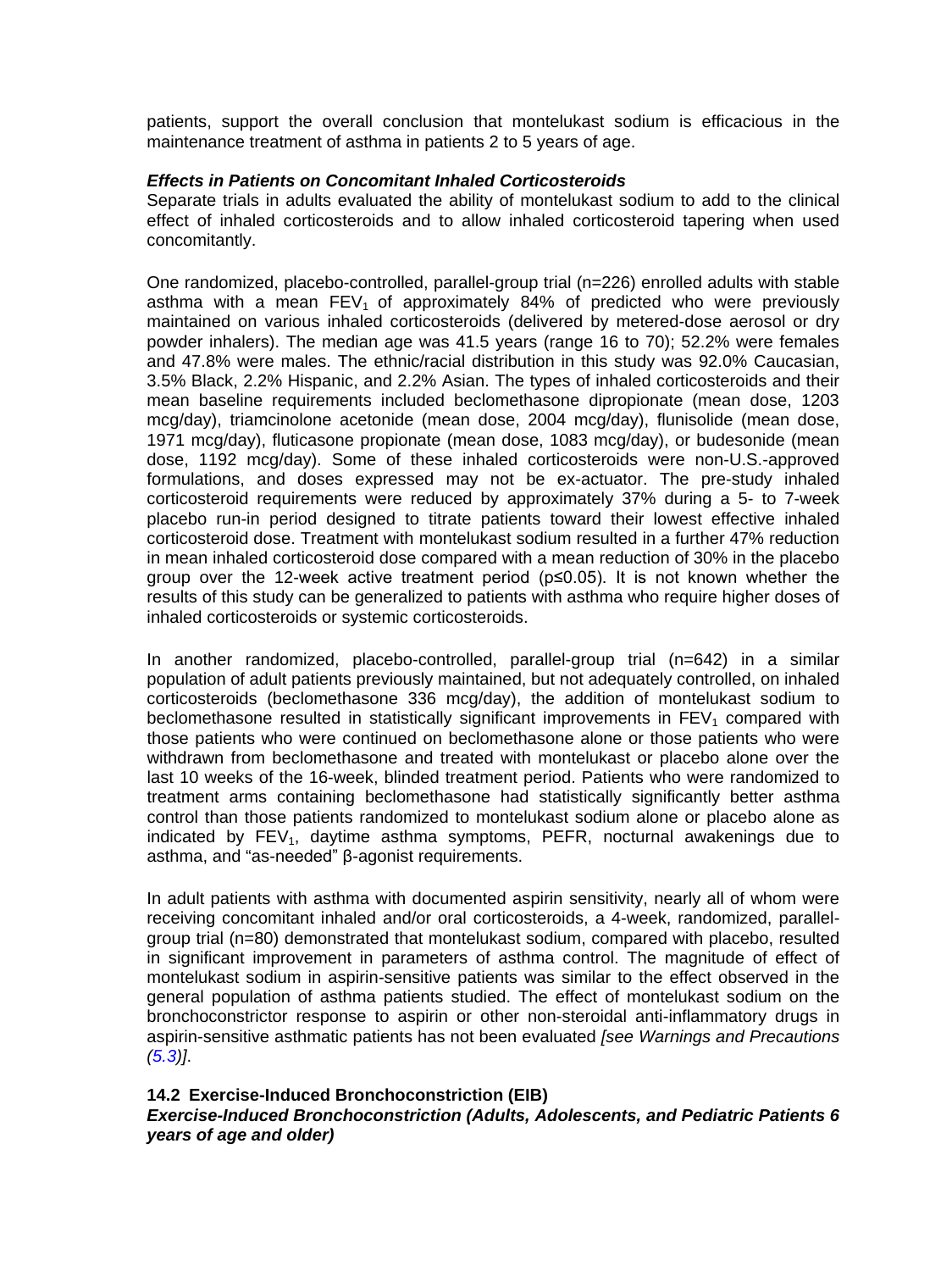patients, support the overall conclusion that montelukast sodium is efficacious in the maintenance treatment of asthma in patients 2 to 5 years of age.

***Effects in Patients on Concomitant Inhaled Corticosteroids***

Separate trials in adults evaluated the ability of montelukast sodium to add to the clinical effect of inhaled corticosteroids and to allow inhaled corticosteroid tapering when used concomitantly.

One randomized, placebo-controlled, parallel-group trial (n=226) enrolled adults with stable asthma with a mean $FEV_1$ of approximately 84% of predicted who were previously maintained on various inhaled corticosteroids (delivered by metered-dose aerosol or dry powder inhalers). The median age was 41.5 years (range 16 to 70); 52.2% were females and 47.8% were males. The ethnic/racial distribution in this study was 92.0% Caucasian, 3.5% Black, 2.2% Hispanic, and 2.2% Asian. The types of inhaled corticosteroids and their mean baseline requirements included beclomethasone dipropionate (mean dose, 1203 mcg/day), triamcinolone acetonide (mean dose, 2004 mcg/day), flunisolide (mean dose, 1971 mcg/day), fluticasone propionate (mean dose, 1083 mcg/day), or budesonide (mean dose, 1192 mcg/day). Some of these inhaled corticosteroids were non-U.S.-approved formulations, and doses expressed may not be ex-actuator. The pre-study inhaled corticosteroid requirements were reduced by approximately 37% during a 5- to 7-week placebo run-in period designed to titrate patients toward their lowest effective inhaled corticosteroid dose. Treatment with montelukast sodium resulted in a further 47% reduction in mean inhaled corticosteroid dose compared with a mean reduction of 30% in the placebo group over the 12-week active treatment period ($p \leq 0.05$). It is not known whether the results of this study can be generalized to patients with asthma who require higher doses of inhaled corticosteroids or systemic corticosteroids.

In another randomized, placebo-controlled, parallel-group trial (n=642) in a similar population of adult patients previously maintained, but not adequately controlled, on inhaled corticosteroids (beclomethasone 336 mcg/day), the addition of montelukast sodium to beclomethasone resulted in statistically significant improvements in $FEV_1$ compared with those patients who were continued on beclomethasone alone or those patients who were withdrawn from beclomethasone and treated with montelukast or placebo alone over the last 10 weeks of the 16-week, blinded treatment period. Patients who were randomized to treatment arms containing beclomethasone had statistically significantly better asthma control than those patients randomized to montelukast sodium alone or placebo alone as indicated by $FEV_1$, daytime asthma symptoms, PEFR, nocturnal awakenings due to asthma, and "as-needed" β-agonist requirements.

In adult patients with asthma with documented aspirin sensitivity, nearly all of whom were receiving concomitant inhaled and/or oral corticosteroids, a 4-week, randomized, parallel-group trial (n=80) demonstrated that montelukast sodium, compared with placebo, resulted in significant improvement in parameters of asthma control. The magnitude of effect of montelukast sodium in aspirin-sensitive patients was similar to the effect observed in the general population of asthma patients studied. The effect of montelukast sodium on the bronchoconstrictor response to aspirin or other non-steroidal anti-inflammatory drugs in aspirin-sensitive asthmatic patients has not been evaluated *[see Warnings and Precautions (5.3)]*.

### 14.2 Exercise-Induced Bronchoconstriction (EIB)

***Exercise-Induced Bronchoconstriction (Adults, Adolescents, and Pediatric Patients 6 years of age and older)***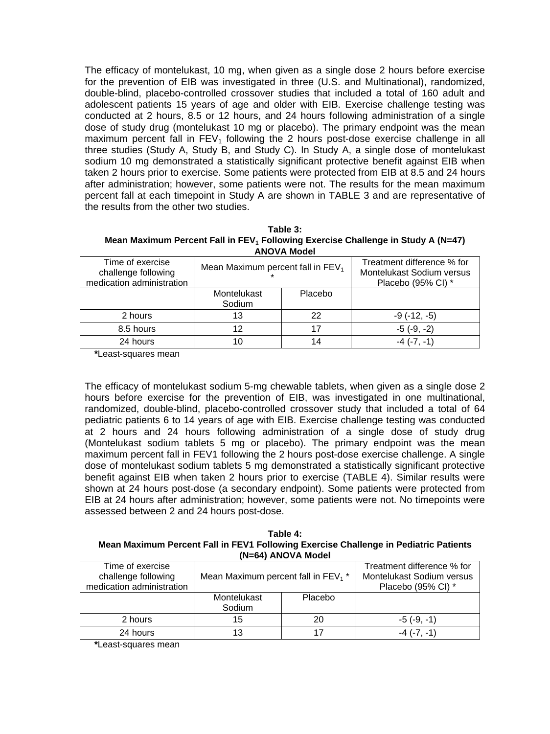The efficacy of montelukast, 10 mg, when given as a single dose 2 hours before exercise for the prevention of EIB was investigated in three (U.S. and Multinational), randomized, double-blind, placebo-controlled crossover studies that included a total of 160 adult and adolescent patients 15 years of age and older with EIB. Exercise challenge testing was conducted at 2 hours, 8.5 or 12 hours, and 24 hours following administration of a single dose of study drug (montelukast 10 mg or placebo). The primary endpoint was the mean maximum percent fall in $FEV_1$ following the 2 hours post-dose exercise challenge in all three studies (Study A, Study B, and Study C). In Study A, a single dose of montelukast sodium 10 mg demonstrated a statistically significant protective benefit against EIB when taken 2 hours prior to exercise. Some patients were protected from EIB at 8.5 and 24 hours after administration; however, some patients were not. The results for the mean maximum percent fall at each timepoint in Study A are shown in TABLE 3 and are representative of the results from the other two studies.

**Table 3:**
**Mean Maximum Percent Fall in $FEV_1$ Following Exercise Challenge in Study A (N=47) ANOVA Model**

| Time of exercise challenge following medication administration | Mean Maximum percent fall in $FEV_1$ * | | Treatment difference % for Montelukast Sodium versus Placebo (95% CI) * |
|---|---|---|---|
| | Montelukast Sodium | Placebo | |
| 2 hours | 13 | 22 | -9 (-12, -5) |
| 8.5 hours | 12 | 17 | -5 (-9, -2) |
| 24 hours | 10 | 14 | -4 (-7, -1) |

***Least-squares mean**

The efficacy of montelukast sodium 5-mg chewable tablets, when given as a single dose 2 hours before exercise for the prevention of EIB, was investigated in one multinational, randomized, double-blind, placebo-controlled crossover study that included a total of 64 pediatric patients 6 to 14 years of age with EIB. Exercise challenge testing was conducted at 2 hours and 24 hours following administration of a single dose of study drug (Montelukast sodium tablets 5 mg or placebo). The primary endpoint was the mean maximum percent fall in FEV1 following the 2 hours post-dose exercise challenge. A single dose of montelukast sodium tablets 5 mg demonstrated a statistically significant protective benefit against EIB when taken 2 hours prior to exercise (TABLE 4). Similar results were shown at 24 hours post-dose (a secondary endpoint). Some patients were protected from EIB at 24 hours after administration; however, some patients were not. No timepoints were assessed between 2 and 24 hours post-dose.

**Table 4:**
**Mean Maximum Percent Fall in FEV1 Following Exercise Challenge in Pediatric Patients (N=64) ANOVA Model**

| Time of exercise challenge following medication administration | Mean Maximum percent fall in $FEV_1$ * | | Treatment difference % for Montelukast Sodium versus Placebo (95% CI) * |
|---|---|---|---|
| | Montelukast Sodium | Placebo | |
| 2 hours | 15 | 20 | -5 (-9, -1) |
| 24 hours | 13 | 17 | -4 (-7, -1) |

***Least-squares mean**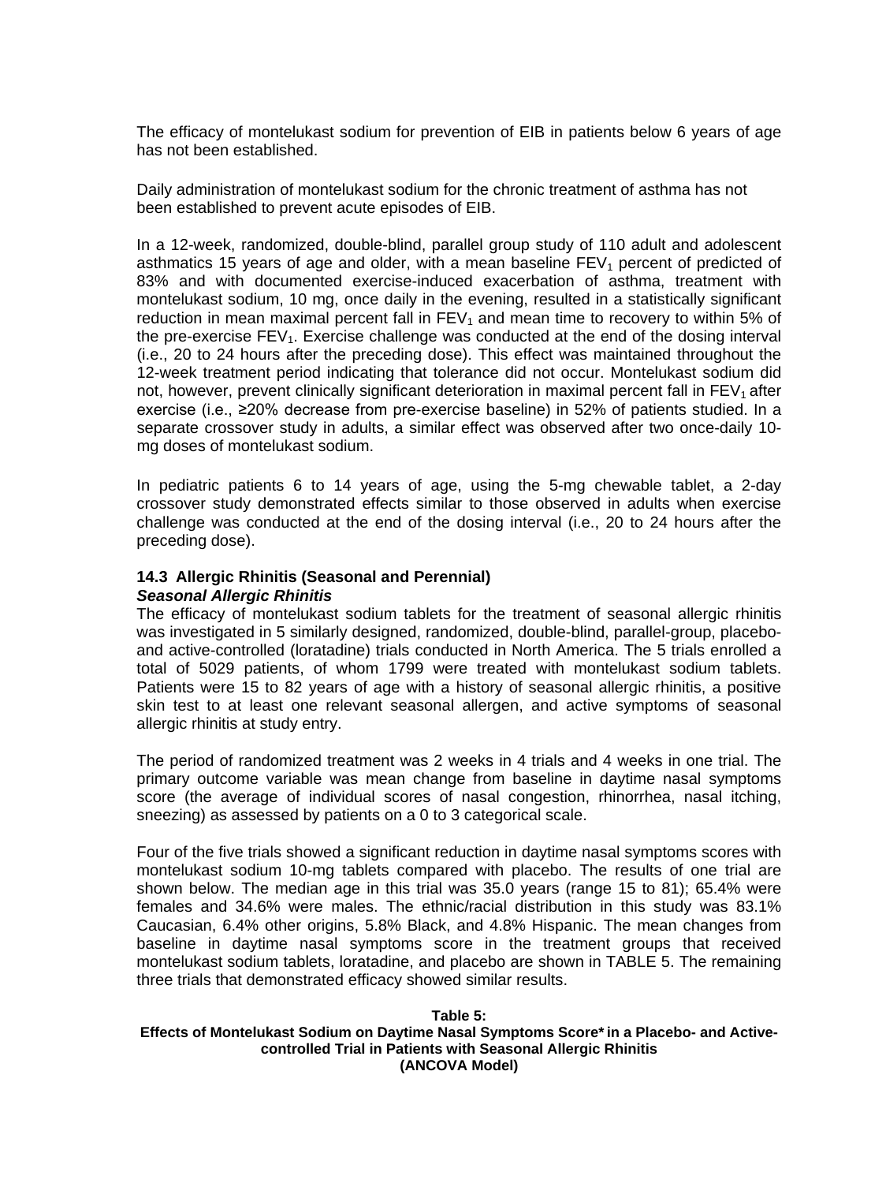The efficacy of montelukast sodium for prevention of EIB in patients below 6 years of age has not been established.

Daily administration of montelukast sodium for the chronic treatment of asthma has not been established to prevent acute episodes of EIB.

In a 12-week, randomized, double-blind, parallel group study of 110 adult and adolescent asthmatics 15 years of age and older, with a mean baseline $FEV_1$ percent of predicted of 83% and with documented exercise-induced exacerbation of asthma, treatment with montelukast sodium, 10 mg, once daily in the evening, resulted in a statistically significant reduction in mean maximal percent fall in $FEV_1$ and mean time to recovery to within 5% of the pre-exercise $FEV_1$. Exercise challenge was conducted at the end of the dosing interval (i.e., 20 to 24 hours after the preceding dose). This effect was maintained throughout the 12-week treatment period indicating that tolerance did not occur. Montelukast sodium did not, however, prevent clinically significant deterioration in maximal percent fall in $FEV_1$ after exercise (i.e., ≥20% decrease from pre-exercise baseline) in 52% of patients studied. In a separate crossover study in adults, a similar effect was observed after two once-daily 10-mg doses of montelukast sodium.

In pediatric patients 6 to 14 years of age, using the 5-mg chewable tablet, a 2-day crossover study demonstrated effects similar to those observed in adults when exercise challenge was conducted at the end of the dosing interval (i.e., 20 to 24 hours after the preceding dose).

### 14.3 Allergic Rhinitis (Seasonal and Perennial)

***Seasonal Allergic Rhinitis***

The efficacy of montelukast sodium tablets for the treatment of seasonal allergic rhinitis was investigated in 5 similarly designed, randomized, double-blind, parallel-group, placebo- and active-controlled (loratadine) trials conducted in North America. The 5 trials enrolled a total of 5029 patients, of whom 1799 were treated with montelukast sodium tablets. Patients were 15 to 82 years of age with a history of seasonal allergic rhinitis, a positive skin test to at least one relevant seasonal allergen, and active symptoms of seasonal allergic rhinitis at study entry.

The period of randomized treatment was 2 weeks in 4 trials and 4 weeks in one trial. The primary outcome variable was mean change from baseline in daytime nasal symptoms score (the average of individual scores of nasal congestion, rhinorrhea, nasal itching, sneezing) as assessed by patients on a 0 to 3 categorical scale.

Four of the five trials showed a significant reduction in daytime nasal symptoms scores with montelukast sodium 10-mg tablets compared with placebo. The results of one trial are shown below. The median age in this trial was 35.0 years (range 15 to 81); 65.4% were females and 34.6% were males. The ethnic/racial distribution in this study was 83.1% Caucasian, 6.4% other origins, 5.8% Black, and 4.8% Hispanic. The mean changes from baseline in daytime nasal symptoms score in the treatment groups that received montelukast sodium tablets, loratadine, and placebo are shown in TABLE 5. The remaining three trials that demonstrated efficacy showed similar results.

**Table 5:**
**Effects of Montelukast Sodium on Daytime Nasal Symptoms Score* in a Placebo- and Active-controlled Trial in Patients with Seasonal Allergic Rhinitis**
**(ANCOVA Model)**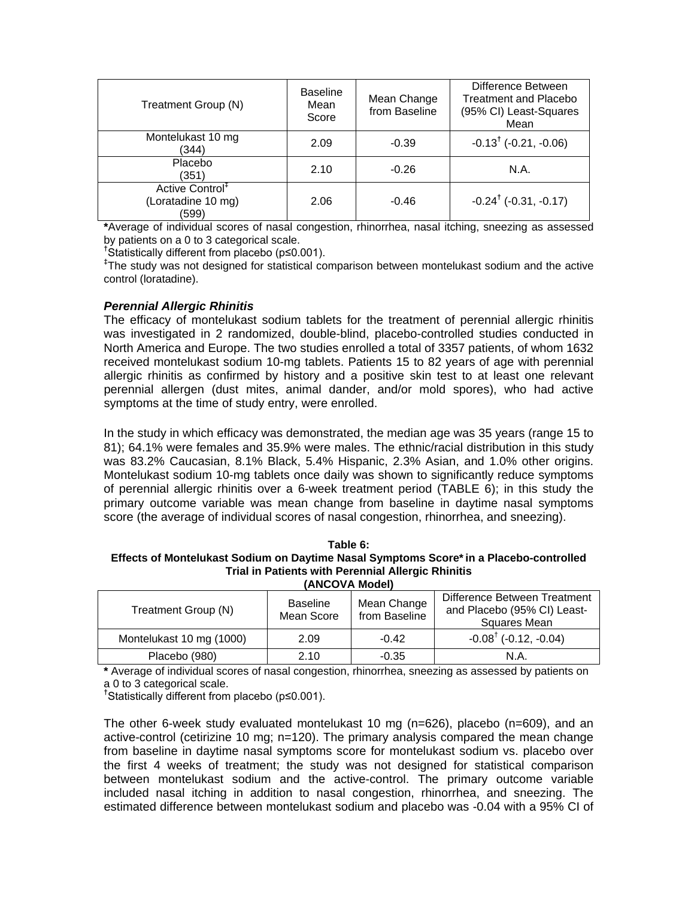| Treatment Group (N) | Baseline Mean Score | Mean Change from Baseline | Difference Between Treatment and Placebo (95% CI) Least-Squares Mean |
|---|---|---|---|
| Montelukast 10 mg (344) | 2.09 | -0.39 | -0.13† (-0.21, -0.06) |
| Placebo (351) | 2.10 | -0.26 | N.A. |
| Active Control‡ (Loratadine 10 mg) (599) | 2.06 | -0.46 | -0.24† (-0.31, -0.17) |

***Average of individual scores of nasal congestion, rhinorrhea, nasal itching, sneezing as assessed by patients on a 0 to 3 categorical scale.

†Statistically different from placebo (p≤0.001).

‡The study was not designed for statistical comparison between montelukast sodium and the active control (loratadine).

### *Perennial Allergic Rhinitis*

The efficacy of montelukast sodium tablets for the treatment of perennial allergic rhinitis was investigated in 2 randomized, double-blind, placebo-controlled studies conducted in North America and Europe. The two studies enrolled a total of 3357 patients, of whom 1632 received montelukast sodium 10-mg tablets. Patients 15 to 82 years of age with perennial allergic rhinitis as confirmed by history and a positive skin test to at least one relevant perennial allergen (dust mites, animal dander, and/or mold spores), who had active symptoms at the time of study entry, were enrolled.

In the study in which efficacy was demonstrated, the median age was 35 years (range 15 to 81); 64.1% were females and 35.9% were males. The ethnic/racial distribution in this study was 83.2% Caucasian, 8.1% Black, 5.4% Hispanic, 2.3% Asian, and 1.0% other origins. Montelukast sodium 10-mg tablets once daily was shown to significantly reduce symptoms of perennial allergic rhinitis over a 6-week treatment period (TABLE 6); in this study the primary outcome variable was mean change from baseline in daytime nasal symptoms score (the average of individual scores of nasal congestion, rhinorrhea, and sneezing).

**Table 6:**
**Effects of Montelukast Sodium on Daytime Nasal Symptoms Score* in a Placebo-controlled Trial in Patients with Perennial Allergic Rhinitis (ANCOVA Model)**

| Treatment Group (N) | Baseline Mean Score | Mean Change from Baseline | Difference Between Treatment and Placebo (95% CI) Least-Squares Mean |
|---|---|---|---|
| Montelukast 10 mg (1000) | 2.09 | -0.42 | -0.08† (-0.12, -0.04) |
| Placebo (980) | 2.10 | -0.35 | N.A. |

*** Average of individual scores of nasal congestion, rhinorrhea, sneezing as assessed by patients on a 0 to 3 categorical scale.

†Statistically different from placebo (p≤0.001).

The other 6-week study evaluated montelukast 10 mg (n=626), placebo (n=609), and an active-control (cetirizine 10 mg; n=120). The primary analysis compared the mean change from baseline in daytime nasal symptoms score for montelukast sodium vs. placebo over the first 4 weeks of treatment; the study was not designed for statistical comparison between montelukast sodium and the active-control. The primary outcome variable included nasal itching in addition to nasal congestion, rhinorrhea, and sneezing. The estimated difference between montelukast sodium and placebo was -0.04 with a 95% CI of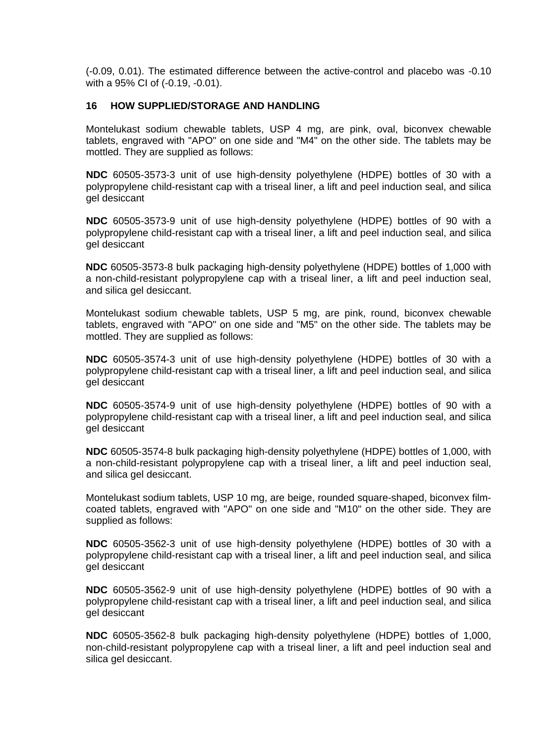(-0.09, 0.01). The estimated difference between the active-control and placebo was -0.10 with a 95% CI of (-0.19, -0.01).

## 16 HOW SUPPLIED/STORAGE AND HANDLING

Montelukast sodium chewable tablets, USP 4 mg, are pink, oval, biconvex chewable tablets, engraved with "APO" on one side and "M4" on the other side. The tablets may be mottled. They are supplied as follows:

**NDC** 60505-3573-3 unit of use high-density polyethylene (HDPE) bottles of 30 with a polypropylene child-resistant cap with a triseal liner, a lift and peel induction seal, and silica gel desiccant

**NDC** 60505-3573-9 unit of use high-density polyethylene (HDPE) bottles of 90 with a polypropylene child-resistant cap with a triseal liner, a lift and peel induction seal, and silica gel desiccant

**NDC** 60505-3573-8 bulk packaging high-density polyethylene (HDPE) bottles of 1,000 with a non-child-resistant polypropylene cap with a triseal liner, a lift and peel induction seal, and silica gel desiccant.

Montelukast sodium chewable tablets, USP 5 mg, are pink, round, biconvex chewable tablets, engraved with "APO" on one side and "M5" on the other side. The tablets may be mottled. They are supplied as follows:

**NDC** 60505-3574-3 unit of use high-density polyethylene (HDPE) bottles of 30 with a polypropylene child-resistant cap with a triseal liner, a lift and peel induction seal, and silica gel desiccant

**NDC** 60505-3574-9 unit of use high-density polyethylene (HDPE) bottles of 90 with a polypropylene child-resistant cap with a triseal liner, a lift and peel induction seal, and silica gel desiccant

**NDC** 60505-3574-8 bulk packaging high-density polyethylene (HDPE) bottles of 1,000, with a non-child-resistant polypropylene cap with a triseal liner, a lift and peel induction seal, and silica gel desiccant.

Montelukast sodium tablets, USP 10 mg, are beige, rounded square-shaped, biconvex film-coated tablets, engraved with "APO" on one side and "M10" on the other side. They are supplied as follows:

**NDC** 60505-3562-3 unit of use high-density polyethylene (HDPE) bottles of 30 with a polypropylene child-resistant cap with a triseal liner, a lift and peel induction seal, and silica gel desiccant

**NDC** 60505-3562-9 unit of use high-density polyethylene (HDPE) bottles of 90 with a polypropylene child-resistant cap with a triseal liner, a lift and peel induction seal, and silica gel desiccant

**NDC** 60505-3562-8 bulk packaging high-density polyethylene (HDPE) bottles of 1,000, non-child-resistant polypropylene cap with a triseal liner, a lift and peel induction seal and silica gel desiccant.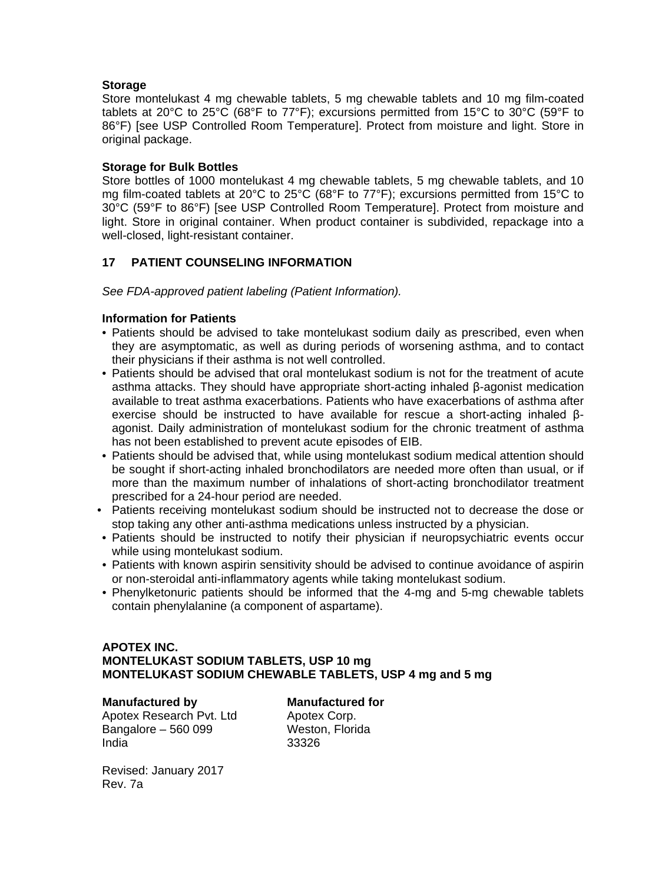**Storage**

Store montelukast 4 mg chewable tablets, 5 mg chewable tablets and 10 mg film-coated tablets at 20°C to 25°C (68°F to 77°F); excursions permitted from 15°C to 30°C (59°F to 86°F) [see USP Controlled Room Temperature]. Protect from moisture and light. Store in original package.

**Storage for Bulk Bottles**

Store bottles of 1000 montelukast 4 mg chewable tablets, 5 mg chewable tablets, and 10 mg film-coated tablets at 20°C to 25°C (68°F to 77°F); excursions permitted from 15°C to 30°C (59°F to 86°F) [see USP Controlled Room Temperature]. Protect from moisture and light. Store in original container. When product container is subdivided, repackage into a well-closed, light-resistant container.

## 17 PATIENT COUNSELING INFORMATION

*See FDA-approved patient labeling (Patient Information).*

**Information for Patients**

- Patients should be advised to take montelukast sodium daily as prescribed, even when they are asymptomatic, as well as during periods of worsening asthma, and to contact their physicians if their asthma is not well controlled.
- Patients should be advised that oral montelukast sodium is not for the treatment of acute asthma attacks. They should have appropriate short-acting inhaled β-agonist medication available to treat asthma exacerbations. Patients who have exacerbations of asthma after exercise should be instructed to have available for rescue a short-acting inhaled β-agonist. Daily administration of montelukast sodium for the chronic treatment of asthma has not been established to prevent acute episodes of EIB.
- Patients should be advised that, while using montelukast sodium medical attention should be sought if short-acting inhaled bronchodilators are needed more often than usual, or if more than the maximum number of inhalations of short-acting bronchodilator treatment prescribed for a 24-hour period are needed.
- Patients receiving montelukast sodium should be instructed not to decrease the dose or stop taking any other anti-asthma medications unless instructed by a physician.
- Patients should be instructed to notify their physician if neuropsychiatric events occur while using montelukast sodium.
- Patients with known aspirin sensitivity should be advised to continue avoidance of aspirin or non-steroidal anti-inflammatory agents while taking montelukast sodium.
- Phenylketonuric patients should be informed that the 4-mg and 5-mg chewable tablets contain phenylalanine (a component of aspartame).

**APOTEX INC.**
**MONTELUKAST SODIUM TABLETS, USP 10 mg**
**MONTELUKAST SODIUM CHEWABLE TABLETS, USP 4 mg and 5 mg**

**Manufactured by**
Apotex Research Pvt. Ltd
Bangalore – 560 099
India

**Manufactured for**
Apotex Corp.
Weston, Florida
33326

Revised: January 2017
Rev. 7a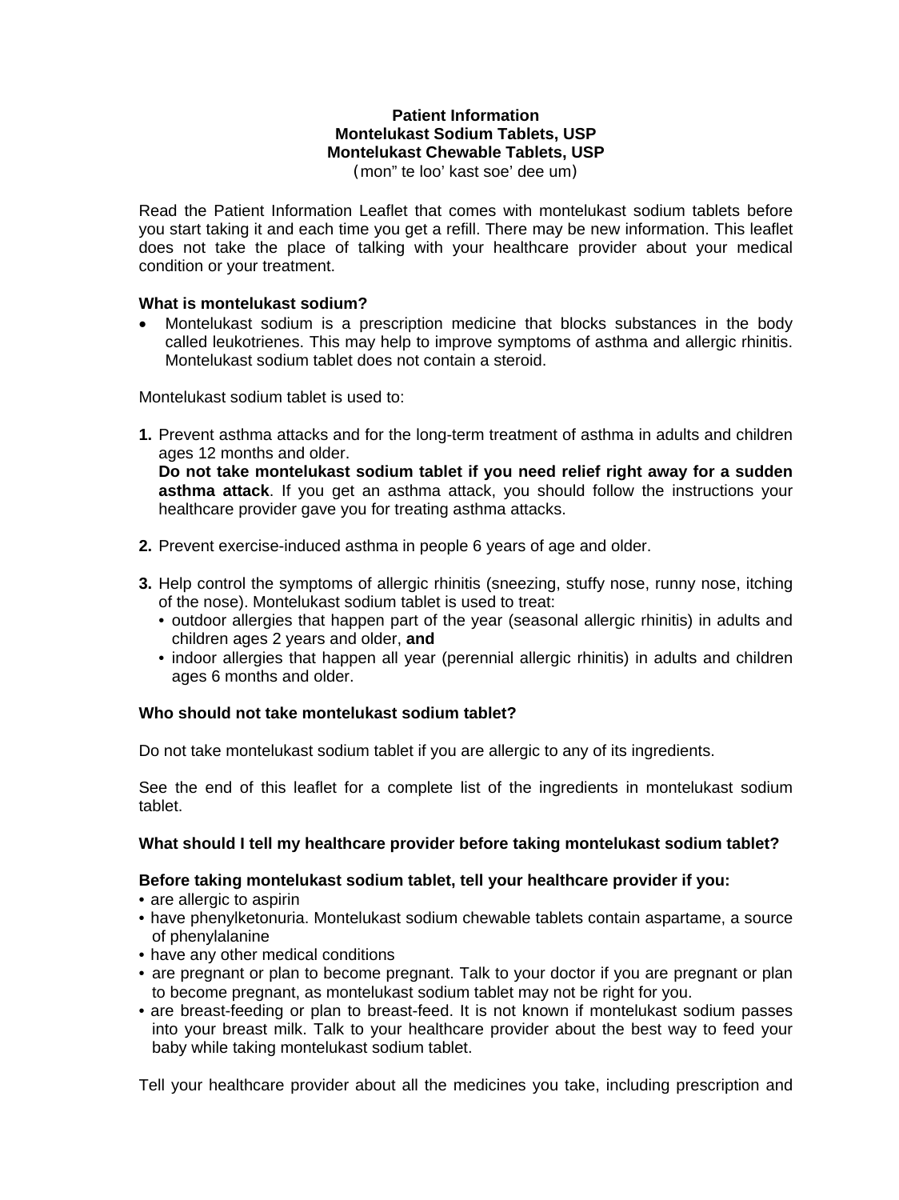**Patient Information**
**Montelukast Sodium Tablets, USP**
**Montelukast Chewable Tablets, USP**
(mon” te loo’ kast soe’ dee um)

Read the Patient Information Leaflet that comes with montelukast sodium tablets before you start taking it and each time you get a refill. There may be new information. This leaflet does not take the place of talking with your healthcare provider about your medical condition or your treatment.

**What is montelukast sodium?**

- Montelukast sodium is a prescription medicine that blocks substances in the body called leukotrienes. This may help to improve symptoms of asthma and allergic rhinitis. Montelukast sodium tablet does not contain a steroid.

Montelukast sodium tablet is used to:

1. Prevent asthma attacks and for the long-term treatment of asthma in adults and children ages 12 months and older.
   **Do not take montelukast sodium tablet if you need relief right away for a sudden asthma attack**. If you get an asthma attack, you should follow the instructions your healthcare provider gave you for treating asthma attacks.

2. Prevent exercise-induced asthma in people 6 years of age and older.

3. Help control the symptoms of allergic rhinitis (sneezing, stuffy nose, runny nose, itching of the nose). Montelukast sodium tablet is used to treat:
   - outdoor allergies that happen part of the year (seasonal allergic rhinitis) in adults and children ages 2 years and older, **and**
   - indoor allergies that happen all year (perennial allergic rhinitis) in adults and children ages 6 months and older.

**Who should not take montelukast sodium tablet?**

Do not take montelukast sodium tablet if you are allergic to any of its ingredients.

See the end of this leaflet for a complete list of the ingredients in montelukast sodium tablet.

**What should I tell my healthcare provider before taking montelukast sodium tablet?**

**Before taking montelukast sodium tablet, tell your healthcare provider if you:**

- are allergic to aspirin
- have phenylketonuria. Montelukast sodium chewable tablets contain aspartame, a source of phenylalanine
- have any other medical conditions
- are pregnant or plan to become pregnant. Talk to your doctor if you are pregnant or plan to become pregnant, as montelukast sodium tablet may not be right for you.
- are breast-feeding or plan to breast-feed. It is not known if montelukast sodium passes into your breast milk. Talk to your healthcare provider about the best way to feed your baby while taking montelukast sodium tablet.

Tell your healthcare provider about all the medicines you take, including prescription and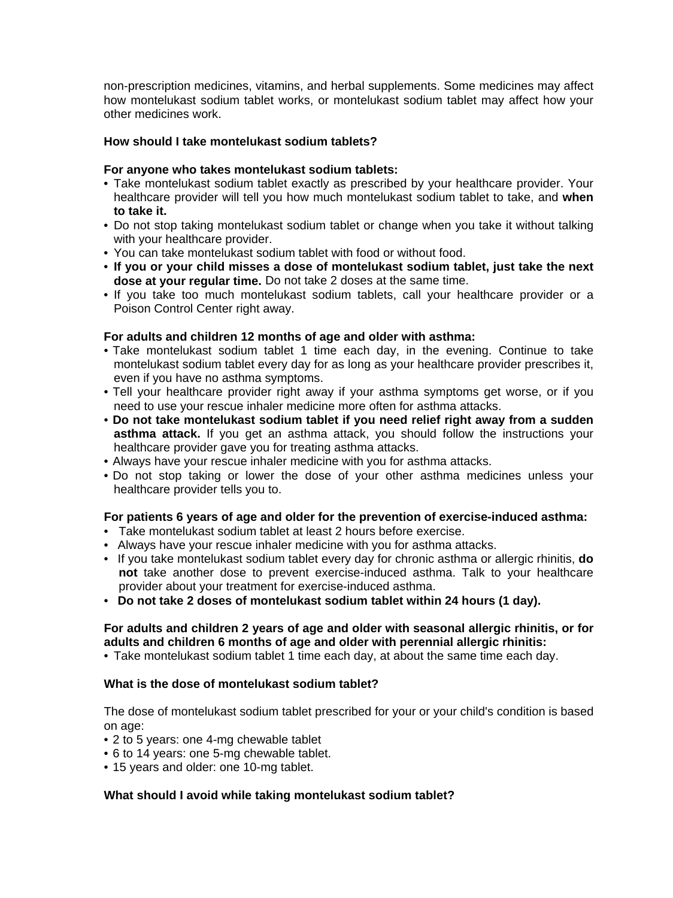non-prescription medicines, vitamins, and herbal supplements. Some medicines may affect how montelukast sodium tablet works, or montelukast sodium tablet may affect how your other medicines work.

**How should I take montelukast sodium tablets?**

**For anyone who takes montelukast sodium tablets:**

- Take montelukast sodium tablet exactly as prescribed by your healthcare provider. Your healthcare provider will tell you how much montelukast sodium tablet to take, and **when to take it.**
- Do not stop taking montelukast sodium tablet or change when you take it without talking with your healthcare provider.
- You can take montelukast sodium tablet with food or without food.
- **If you or your child misses a dose of montelukast sodium tablet, just take the next dose at your regular time.** Do not take 2 doses at the same time.
- If you take too much montelukast sodium tablets, call your healthcare provider or a Poison Control Center right away.

**For adults and children 12 months of age and older with asthma:**

- Take montelukast sodium tablet 1 time each day, in the evening. Continue to take montelukast sodium tablet every day for as long as your healthcare provider prescribes it, even if you have no asthma symptoms.
- Tell your healthcare provider right away if your asthma symptoms get worse, or if you need to use your rescue inhaler medicine more often for asthma attacks.
- **Do not take montelukast sodium tablet if you need relief right away from a sudden asthma attack.** If you get an asthma attack, you should follow the instructions your healthcare provider gave you for treating asthma attacks.
- Always have your rescue inhaler medicine with you for asthma attacks.
- Do not stop taking or lower the dose of your other asthma medicines unless your healthcare provider tells you to.

**For patients 6 years of age and older for the prevention of exercise-induced asthma:**

- Take montelukast sodium tablet at least 2 hours before exercise.
- Always have your rescue inhaler medicine with you for asthma attacks.
- If you take montelukast sodium tablet every day for chronic asthma or allergic rhinitis, **do not** take another dose to prevent exercise-induced asthma. Talk to your healthcare provider about your treatment for exercise-induced asthma.
- **Do not take 2 doses of montelukast sodium tablet within 24 hours (1 day).**

**For adults and children 2 years of age and older with seasonal allergic rhinitis, or for adults and children 6 months of age and older with perennial allergic rhinitis:**

- Take montelukast sodium tablet 1 time each day, at about the same time each day.

**What is the dose of montelukast sodium tablet?**

The dose of montelukast sodium tablet prescribed for your or your child's condition is based on age:

- 2 to 5 years: one 4-mg chewable tablet
- 6 to 14 years: one 5-mg chewable tablet.
- 15 years and older: one 10-mg tablet.

**What should I avoid while taking montelukast sodium tablet?**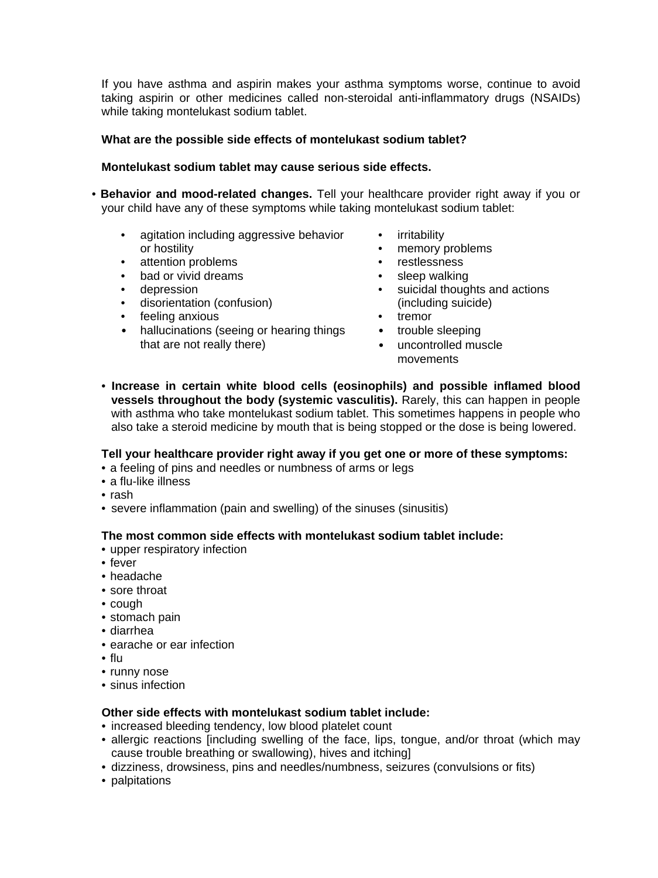If you have asthma and aspirin makes your asthma symptoms worse, continue to avoid taking aspirin or other medicines called non-steroidal anti-inflammatory drugs (NSAIDs) while taking montelukast sodium tablet.

**What are the possible side effects of montelukast sodium tablet?**

**Montelukast sodium tablet may cause serious side effects.**

- **Behavior and mood-related changes.** Tell your healthcare provider right away if you or your child have any of these symptoms while taking montelukast sodium tablet:
    - agitation including aggressive behavior or hostility
    - attention problems
    - bad or vivid dreams
    - depression
    - disorientation (confusion)
    - feeling anxious
    - hallucinations (seeing or hearing things that are not really there)
    - irritability
    - memory problems
    - restlessness
    - sleep walking
    - suicidal thoughts and actions (including suicide)
    - tremor
    - trouble sleeping
    - uncontrolled muscle movements

- **Increase in certain white blood cells (eosinophils) and possible inflamed blood vessels throughout the body (systemic vasculitis).** Rarely, this can happen in people with asthma who take montelukast sodium tablet. This sometimes happens in people who also take a steroid medicine by mouth that is being stopped or the dose is being lowered.

**Tell your healthcare provider right away if you get one or more of these symptoms:**

- a feeling of pins and needles or numbness of arms or legs
- a flu-like illness
- rash
- severe inflammation (pain and swelling) of the sinuses (sinusitis)

**The most common side effects with montelukast sodium tablet include:**

- upper respiratory infection
- fever
- headache
- sore throat
- cough
- stomach pain
- diarrhea
- earache or ear infection
- flu
- runny nose
- sinus infection

**Other side effects with montelukast sodium tablet include:**

- increased bleeding tendency, low blood platelet count
- allergic reactions [including swelling of the face, lips, tongue, and/or throat (which may cause trouble breathing or swallowing), hives and itching]
- dizziness, drowsiness, pins and needles/numbness, seizures (convulsions or fits)
- palpitations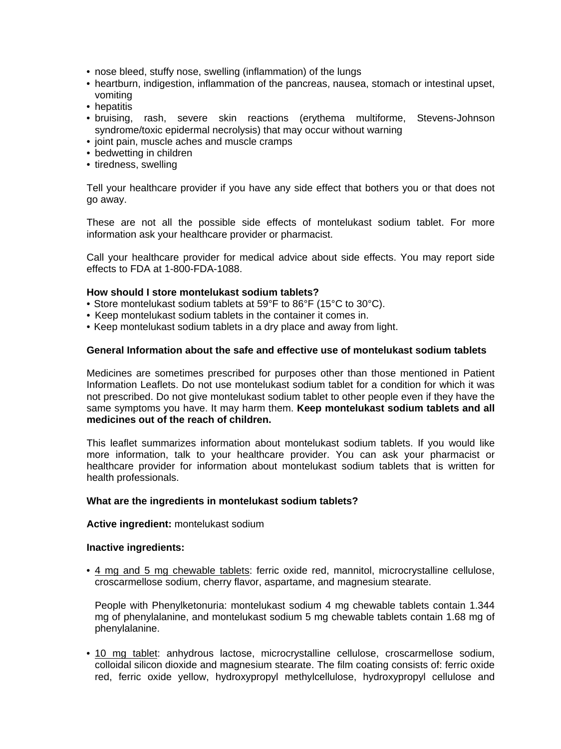- nose bleed, stuffy nose, swelling (inflammation) of the lungs
- heartburn, indigestion, inflammation of the pancreas, nausea, stomach or intestinal upset, vomiting
- hepatitis
- bruising, rash, severe skin reactions (erythema multiforme, Stevens-Johnson syndrome/toxic epidermal necrolysis) that may occur without warning
- joint pain, muscle aches and muscle cramps
- bedwetting in children
- tiredness, swelling

Tell your healthcare provider if you have any side effect that bothers you or that does not go away.

These are not all the possible side effects of montelukast sodium tablet. For more information ask your healthcare provider or pharmacist.

Call your healthcare provider for medical advice about side effects. You may report side effects to FDA at 1-800-FDA-1088.

**How should I store montelukast sodium tablets?**

- Store montelukast sodium tablets at 59°F to 86°F (15°C to 30°C).
- Keep montelukast sodium tablets in the container it comes in.
- Keep montelukast sodium tablets in a dry place and away from light.

**General Information about the safe and effective use of montelukast sodium tablets**

Medicines are sometimes prescribed for purposes other than those mentioned in Patient Information Leaflets. Do not use montelukast sodium tablet for a condition for which it was not prescribed. Do not give montelukast sodium tablet to other people even if they have the same symptoms you have. It may harm them. **Keep montelukast sodium tablets and all medicines out of the reach of children.**

This leaflet summarizes information about montelukast sodium tablets. If you would like more information, talk to your healthcare provider. You can ask your pharmacist or healthcare provider for information about montelukast sodium tablets that is written for health professionals.

**What are the ingredients in montelukast sodium tablets?**

**Active ingredient:** montelukast sodium

**Inactive ingredients:**

- <u>4 mg and 5 mg chewable tablets</u>: ferric oxide red, mannitol, microcrystalline cellulose, croscarmellose sodium, cherry flavor, aspartame, and magnesium stearate.

  People with Phenylketonuria: montelukast sodium 4 mg chewable tablets contain 1.344 mg of phenylalanine, and montelukast sodium 5 mg chewable tablets contain 1.68 mg of phenylalanine.

- <u>10 mg tablet</u>: anhydrous lactose, microcrystalline cellulose, croscarmellose sodium, colloidal silicon dioxide and magnesium stearate. The film coating consists of: ferric oxide red, ferric oxide yellow, hydroxypropyl methylcellulose, hydroxypropyl cellulose and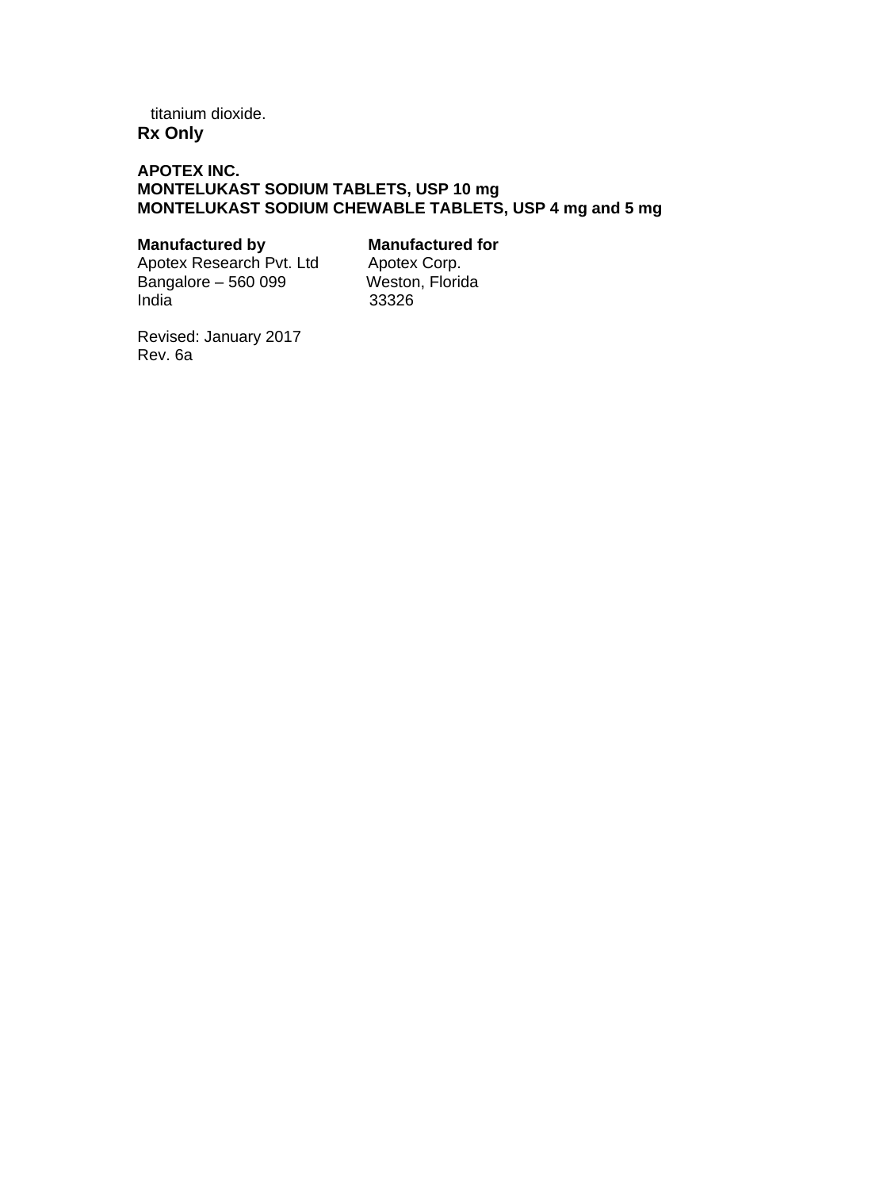titanium dioxide.

**Rx Only**

**APOTEX INC.**
**MONTELUKAST SODIUM TABLETS, USP 10 mg**
**MONTELUKAST SODIUM CHEWABLE TABLETS, USP 4 mg and 5 mg**

| **Manufactured by** | **Manufactured for** |
| --- | --- |
| Apotex Research Pvt. Ltd | Apotex Corp. |
| Bangalore – 560 099 | Weston, Florida |
| India | 33326 |

Revised: January 2017
Rev. 6a